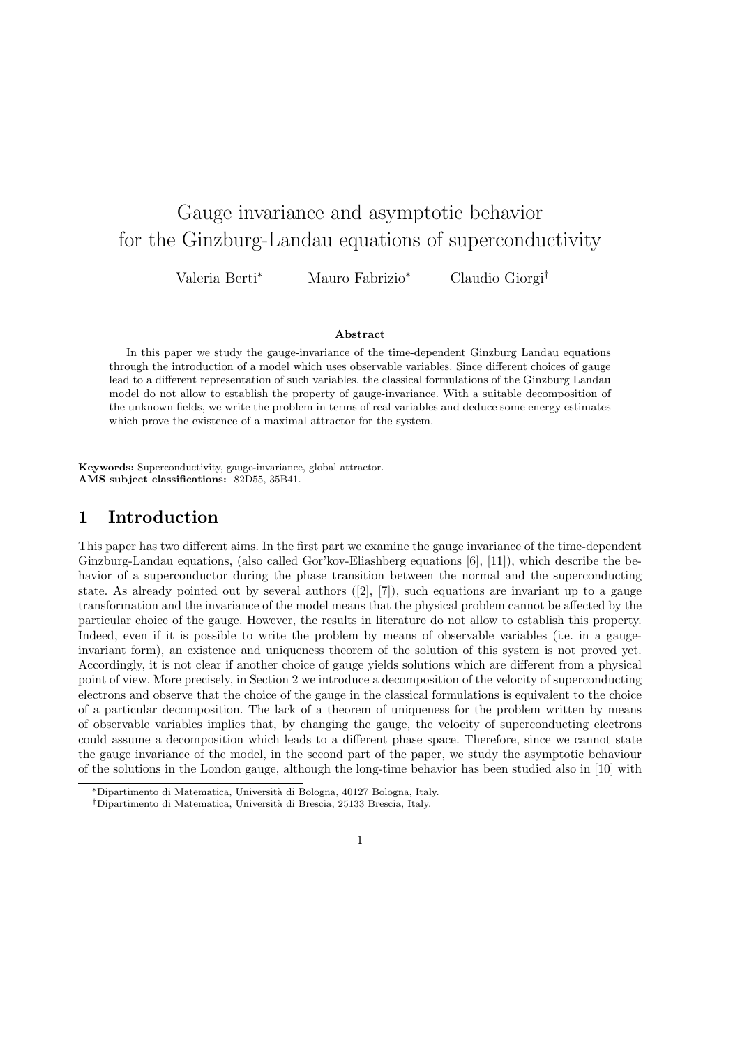# Gauge invariance and asymptotic behavior for the Ginzburg-Landau equations of superconductivity

Valeria Berti[*] Mauro Fabrizio[*] Claudio Giorgi[†]

### Abstract

In this paper we study the gauge-invariance of the time-dependent Ginzburg Landau equations through the introduction of a model which uses observable variables. Since different choices of gauge lead to a different representation of such variables, the classical formulations of the Ginzburg Landau model do not allow to establish the property of gauge-invariance. With a suitable decomposition of the unknown fields, we write the problem in terms of real variables and deduce some energy estimates which prove the existence of a maximal attractor for the system.

**Keywords:** Superconductivity, gauge-invariance, global attractor.
**AMS subject classifications:** 82D55, 35B41.

## 1 Introduction

This paper has two different aims. In the first part we examine the gauge invariance of the time-dependent Ginzburg-Landau equations, (also called Gor'kov-Eliashberg equations [6], [11]), which describe the behavior of a superconductor during the phase transition between the normal and the superconducting state. As already pointed out by several authors ([2], [7]), such equations are invariant up to a gauge transformation and the invariance of the model means that the physical problem cannot be affected by the particular choice of the gauge. However, the results in literature do not allow to establish this property. Indeed, even if it is possible to write the problem by means of observable variables (i.e. in a gauge-invariant form), an existence and uniqueness theorem of the solution of this system is not proved yet. Accordingly, it is not clear if another choice of gauge yields solutions which are different from a physical point of view. More precisely, in Section 2 we introduce a decomposition of the velocity of superconducting electrons and observe that the choice of the gauge in the classical formulations is equivalent to the choice of a particular decomposition. The lack of a theorem of uniqueness for the problem written by means of observable variables implies that, by changing the gauge, the velocity of superconducting electrons could assume a decomposition which leads to a different phase space. Therefore, since we cannot state the gauge invariance of the model, in the second part of the paper, we study the asymptotic behaviour of the solutions in the London gauge, although the long-time behavior has been studied also in [10] with

[*]Dipartimento di Matematica, Università di Bologna, 40127 Bologna, Italy.
[†]Dipartimento di Matematica, Università di Brescia, 25133 Brescia, Italy.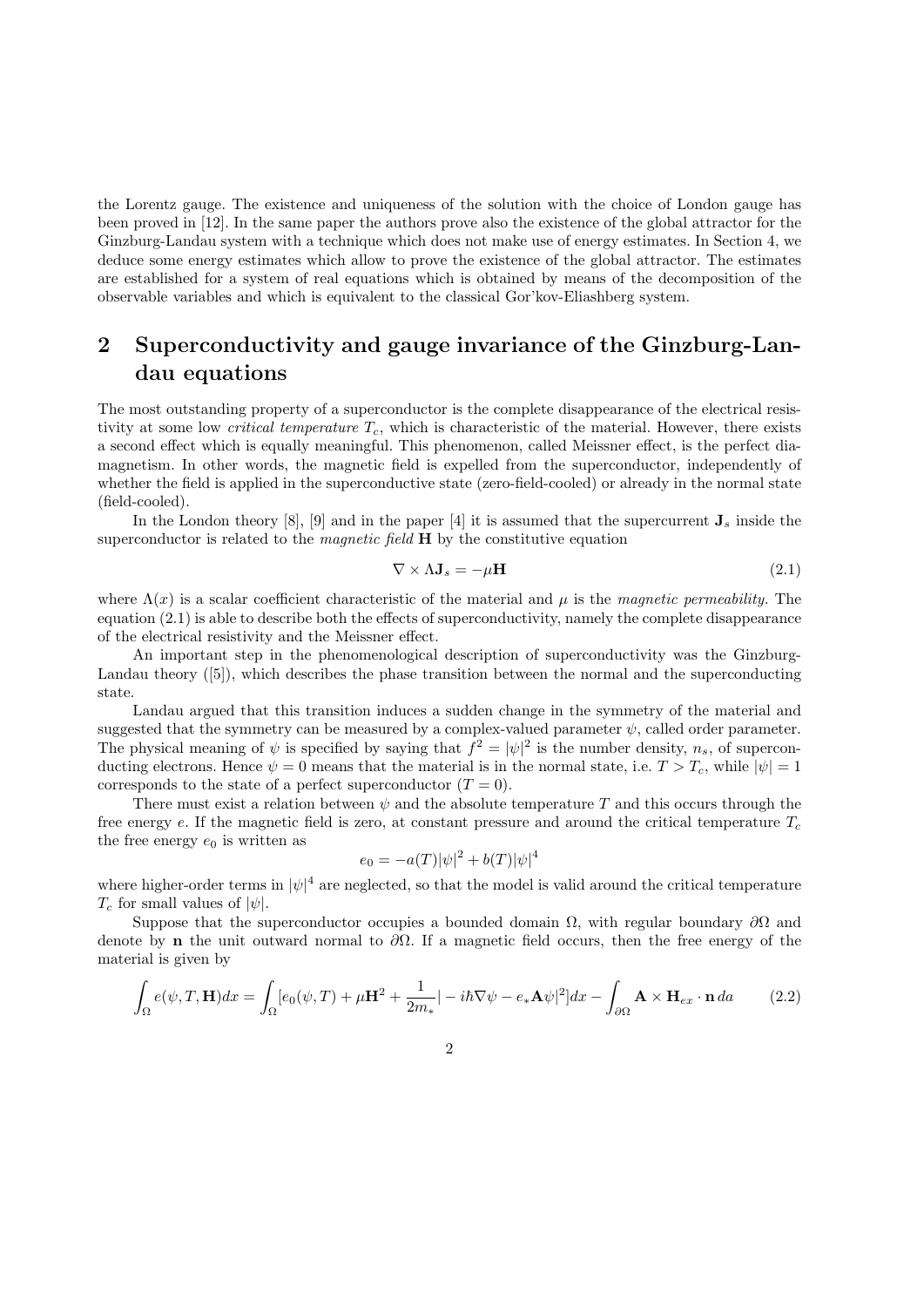the Lorentz gauge. The existence and uniqueness of the solution with the choice of London gauge has been proved in [12]. In the same paper the authors prove also the existence of the global attractor for the Ginzburg-Landau system with a technique which does not make use of energy estimates. In Section 4, we deduce some energy estimates which allow to prove the existence of the global attractor. The estimates are established for a system of real equations which is obtained by means of the decomposition of the observable variables and which is equivalent to the classical Gor'kov-Eliashberg system.

## 2 Superconductivity and gauge invariance of the Ginzburg-Landau equations

The most outstanding property of a superconductor is the complete disappearance of the electrical resistivity at some low *critical temperature* $T_c$, which is characteristic of the material. However, there exists a second effect which is equally meaningful. This phenomenon, called Meissner effect, is the perfect diamagnetism. In other words, the magnetic field is expelled from the superconductor, independently of whether the field is applied in the superconductive state (zero-field-cooled) or already in the normal state (field-cooled).

In the London theory [8], [9] and in the paper [4] it is assumed that the supercurrent $\mathbf{J}_s$ inside the superconductor is related to the *magnetic field* $\mathbf{H}$ by the constitutive equation

$$\nabla \times \Lambda \mathbf{J}_s = -\mu \mathbf{H} \tag{2.1}$$

where $\Lambda(x)$ is a scalar coefficient characteristic of the material and $\mu$ is the *magnetic permeability*. The equation (2.1) is able to describe both the effects of superconductivity, namely the complete disappearance of the electrical resistivity and the Meissner effect.

An important step in the phenomenological description of superconductivity was the Ginzburg-Landau theory ([5]), which describes the phase transition between the normal and the superconducting state.

Landau argued that this transition induces a sudden change in the symmetry of the material and suggested that the symmetry can be measured by a complex-valued parameter $\psi$, called order parameter. The physical meaning of $\psi$ is specified by saying that $f^2 = |\psi|^2$ is the number density, $n_s$, of superconducting electrons. Hence $\psi = 0$ means that the material is in the normal state, i.e. $T > T_c$, while $|\psi| = 1$ corresponds to the state of a perfect superconductor ($T = 0$).

There must exist a relation between $\psi$ and the absolute temperature $T$ and this occurs through the free energy $e$. If the magnetic field is zero, at constant pressure and around the critical temperature $T_c$ the free energy $e_0$ is written as

$$e_0 = -a(T)|\psi|^2 + b(T)|\psi|^4$$

where higher-order terms in $|\psi|^4$ are neglected, so that the model is valid around the critical temperature $T_c$ for small values of $|\psi|$.

Suppose that the superconductor occupies a bounded domain $\Omega$, with regular boundary $\partial\Omega$ and denote by $\mathbf{n}$ the unit outward normal to $\partial\Omega$. If a magnetic field occurs, then the free energy of the material is given by

$$\int_\Omega e(\psi, T, \mathbf{H}) dx = \int_\Omega [e_0(\psi, T) + \mu \mathbf{H}^2 + \frac{1}{2m_*}| - i\hbar\nabla\psi - e_*\mathbf{A}\psi|^2] dx - \int_{\partial\Omega} \mathbf{A} \times \mathbf{H}_{ex} \cdot \mathbf{n}\, da \tag{2.2}$$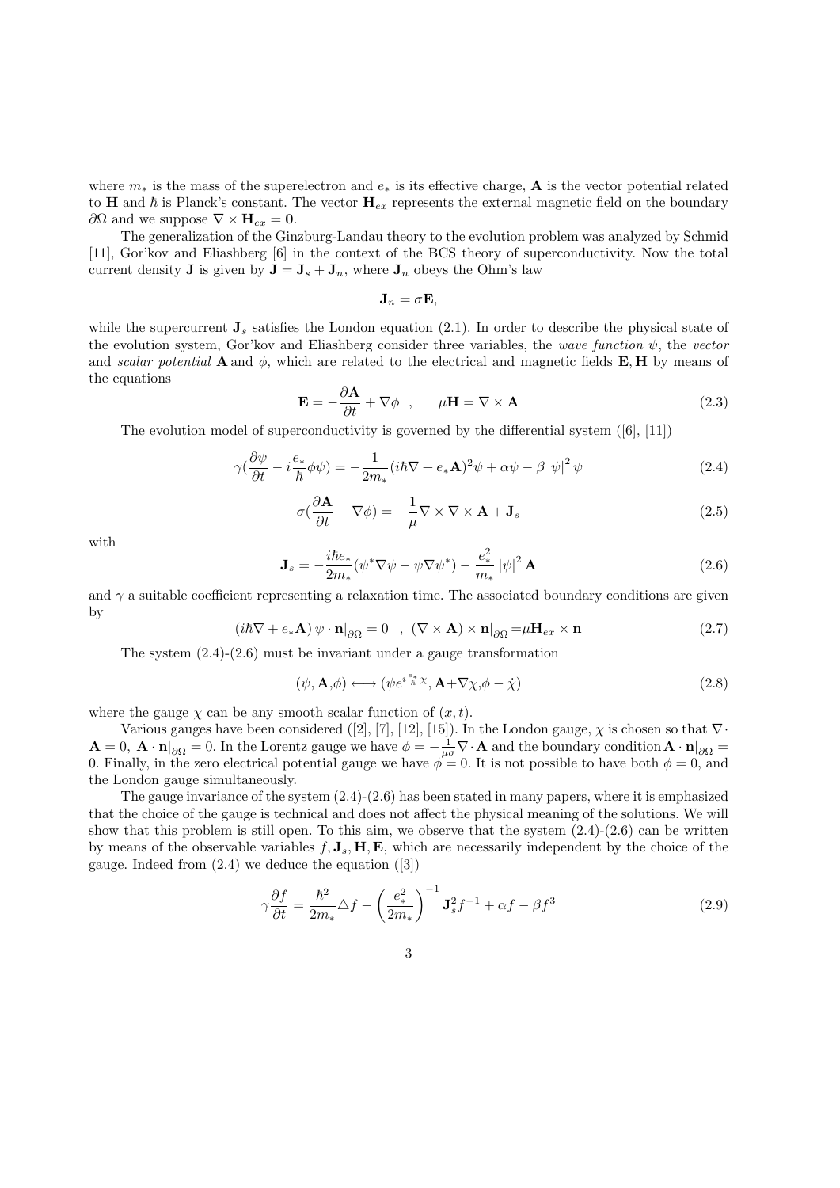where $m_*$ is the mass of the superelectron and $e_*$ is its effective charge, $\mathbf{A}$ is the vector potential related to $\mathbf{H}$ and $\hbar$ is Planck's constant. The vector $\mathbf{H}_{ex}$ represents the external magnetic field on the boundary $\partial\Omega$ and we suppose $\nabla \times \mathbf{H}_{ex} = \mathbf{0}$.

The generalization of the Ginzburg-Landau theory to the evolution problem was analyzed by Schmid [11], Gor'kov and Eliashberg [6] in the context of the BCS theory of superconductivity. Now the total current density $\mathbf{J}$ is given by $\mathbf{J} = \mathbf{J}_s + \mathbf{J}_n$, where $\mathbf{J}_n$ obeys the Ohm's law

$$\mathbf{J}_n = \sigma \mathbf{E},$$

while the supercurrent $\mathbf{J}_s$ satisfies the London equation (2.1). In order to describe the physical state of the evolution system, Gor'kov and Eliashberg consider three variables, the *wave function* $\psi$, the *vector* and *scalar potential* $\mathbf{A}$ and $\phi$, which are related to the electrical and magnetic fields $\mathbf{E}, \mathbf{H}$ by means of the equations

$$\mathbf{E} = -\frac{\partial \mathbf{A}}{\partial t} + \nabla \phi \quad , \qquad \mu \mathbf{H} = \nabla \times \mathbf{A} \tag{2.3}$$

The evolution model of superconductivity is governed by the differential system ([6], [11])

$$\gamma\left(\frac{\partial \psi}{\partial t} - i\frac{e_*}{\hbar}\phi\psi\right) = -\frac{1}{2m_*}(i\hbar\nabla + e_*\mathbf{A})^2\psi + \alpha\psi - \beta\left|\psi\right|^2\psi \tag{2.4}$$

$$\sigma\left(\frac{\partial \mathbf{A}}{\partial t} - \nabla\phi\right) = -\frac{1}{\mu}\nabla \times \nabla \times \mathbf{A} + \mathbf{J}_s \tag{2.5}$$

with

$$\mathbf{J}_s = -\frac{i\hbar e_*}{2m_*}(\psi^*\nabla\psi - \psi\nabla\psi^*) - \frac{e_*^2}{m_*}\left|\psi\right|^2\mathbf{A} \tag{2.6}$$

and $\gamma$ a suitable coefficient representing a relaxation time. The associated boundary conditions are given by

$$\left(i\hbar\nabla + e_*\mathbf{A}\right)\psi \cdot \mathbf{n}|_{\partial\Omega} = 0 \quad , \quad (\nabla \times \mathbf{A}) \times \mathbf{n}|_{\partial\Omega} = \mu\mathbf{H}_{ex} \times \mathbf{n} \tag{2.7}$$

The system (2.4)-(2.6) must be invariant under a gauge transformation

$$(\psi, \mathbf{A}, \phi) \longleftrightarrow (\psi e^{i\frac{e_*}{\hbar}\chi}, \mathbf{A} + \nabla\chi, \phi - \dot{\chi}) \tag{2.8}$$

where the gauge $\chi$ can be any smooth scalar function of $(x, t)$.

Various gauges have been considered ([2], [7], [12], [15]). In the London gauge, $\chi$ is chosen so that $\nabla \cdot \mathbf{A} = 0$, $\mathbf{A} \cdot \mathbf{n}|_{\partial\Omega} = 0$. In the Lorentz gauge we have $\phi = -\frac{1}{\mu\sigma}\nabla \cdot \mathbf{A}$ and the boundary condition $\mathbf{A} \cdot \mathbf{n}|_{\partial\Omega} = 0$. Finally, in the zero electrical potential gauge we have $\phi = 0$. It is not possible to have both $\phi = 0$, and the London gauge simultaneously.

The gauge invariance of the system (2.4)-(2.6) has been stated in many papers, where it is emphasized that the choice of the gauge is technical and does not affect the physical meaning of the solutions. We will show that this problem is still open. To this aim, we observe that the system (2.4)-(2.6) can be written by means of the observable variables $f, \mathbf{J}_s, \mathbf{H}, \mathbf{E}$, which are necessarily independent by the choice of the gauge. Indeed from (2.4) we deduce the equation ([3])

$$\gamma\frac{\partial f}{\partial t} = \frac{\hbar^2}{2m_*}\triangle f - \left(\frac{e_*^2}{2m_*}\right)^{-1}\mathbf{J}_s^2 f^{-1} + \alpha f - \beta f^3 \tag{2.9}$$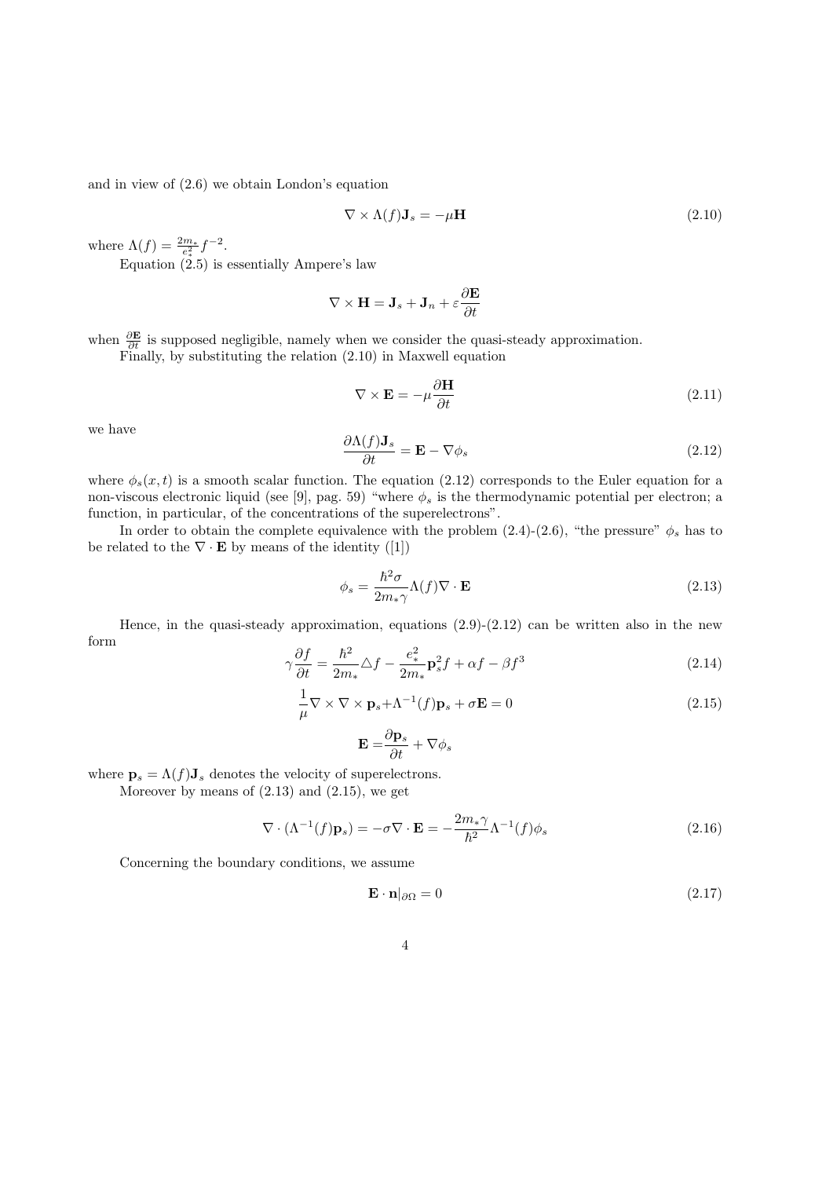and in view of (2.6) we obtain London's equation

$$\nabla \times \Lambda(f)\mathbf{J}_s = -\mu \mathbf{H} \tag{2.10}$$

where $\Lambda(f) = \frac{2m_*}{e_*^2} f^{-2}$.

Equation (2.5) is essentially Ampere's law

$$\nabla \times \mathbf{H} = \mathbf{J}_s + \mathbf{J}_n + \varepsilon \frac{\partial \mathbf{E}}{\partial t}$$

when $\frac{\partial \mathbf{E}}{\partial t}$ is supposed negligible, namely when we consider the quasi-steady approximation.

Finally, by substituting the relation (2.10) in Maxwell equation

$$\nabla \times \mathbf{E} = -\mu \frac{\partial \mathbf{H}}{\partial t} \tag{2.11}$$

we have

$$\frac{\partial \Lambda(f)\mathbf{J}_s}{\partial t} = \mathbf{E} - \nabla \phi_s \tag{2.12}$$

where $\phi_s(x,t)$ is a smooth scalar function. The equation (2.12) corresponds to the Euler equation for a non-viscous electronic liquid (see [9], pag. 59) "where $\phi_s$ is the thermodynamic potential per electron; a function, in particular, of the concentrations of the superelectrons".

In order to obtain the complete equivalence with the problem (2.4)-(2.6), "the pressure" $\phi_s$ has to be related to the $\nabla \cdot \mathbf{E}$ by means of the identity ([1])

$$\phi_s = \frac{\hbar^2 \sigma}{2m_* \gamma} \Lambda(f) \nabla \cdot \mathbf{E} \tag{2.13}$$

Hence, in the quasi-steady approximation, equations (2.9)-(2.12) can be written also in the new form

$$\gamma \frac{\partial f}{\partial t} = \frac{\hbar^2}{2m_*} \triangle f - \frac{e_*^2}{2m_*} \mathbf{p}_s^2 f + \alpha f - \beta f^3 \tag{2.14}$$

$$\frac{1}{\mu} \nabla \times \nabla \times \mathbf{p}_s + \Lambda^{-1}(f)\mathbf{p}_s + \sigma \mathbf{E} = 0 \tag{2.15}$$

$$\mathbf{E} = \frac{\partial \mathbf{p}_s}{\partial t} + \nabla \phi_s$$

where $\mathbf{p}_s = \Lambda(f)\mathbf{J}_s$ denotes the velocity of superelectrons.

Moreover by means of (2.13) and (2.15), we get

$$\nabla \cdot (\Lambda^{-1}(f)\mathbf{p}_s) = -\sigma \nabla \cdot \mathbf{E} = -\frac{2m_* \gamma}{\hbar^2} \Lambda^{-1}(f) \phi_s \tag{2.16}$$

Concerning the boundary conditions, we assume

$$\mathbf{E} \cdot \mathbf{n}|_{\partial \Omega} = 0 \tag{2.17}$$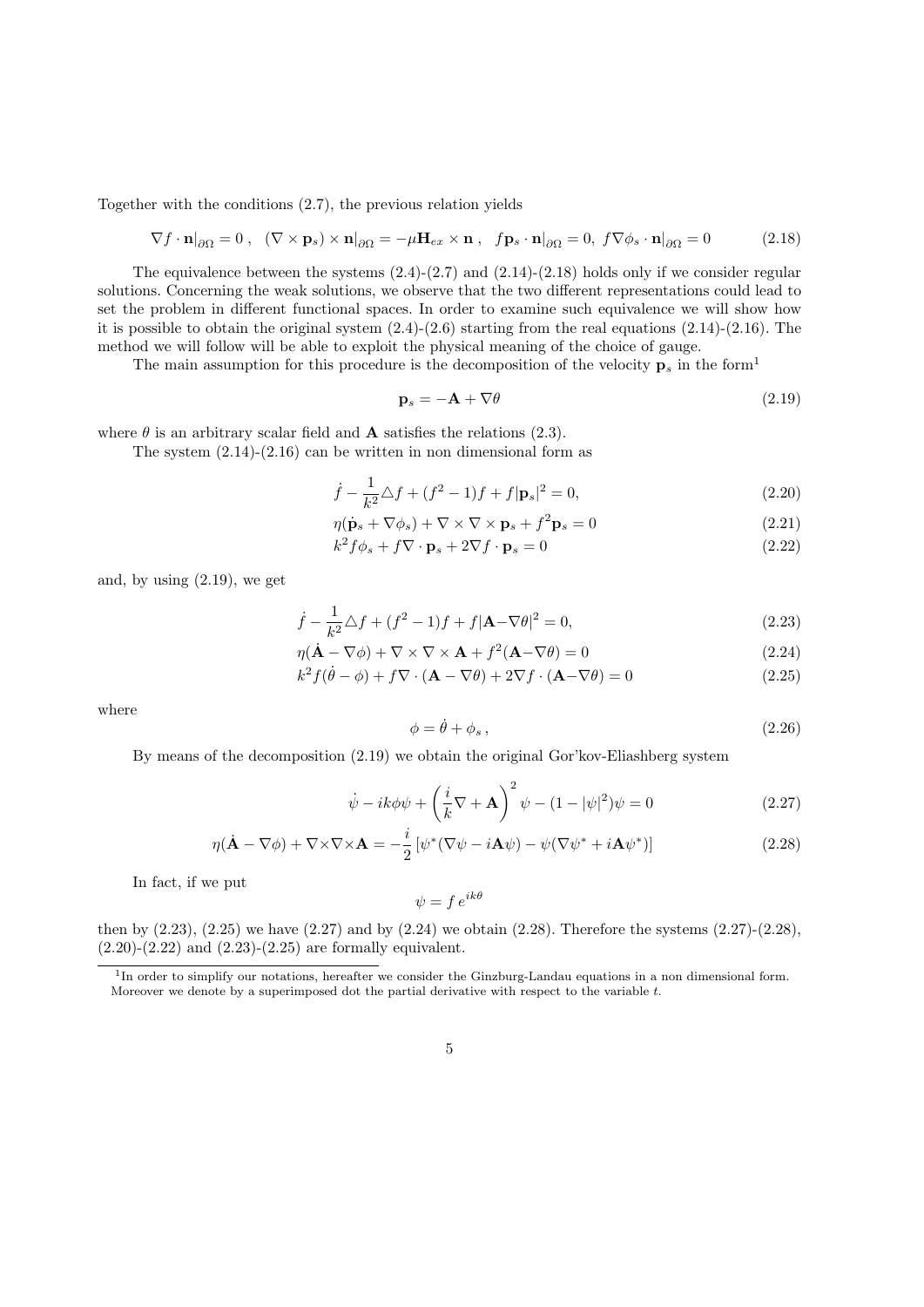Together with the conditions (2.7), the previous relation yields

$$\nabla f \cdot \mathbf{n}|_{\partial\Omega} = 0\,, \quad (\nabla \times \mathbf{p}_s) \times \mathbf{n}|_{\partial\Omega} = -\mu \mathbf{H}_{ex} \times \mathbf{n}\,, \quad f\mathbf{p}_s \cdot \mathbf{n}|_{\partial\Omega} = 0,\ f\nabla\phi_s \cdot \mathbf{n}|_{\partial\Omega} = 0 \tag{2.18}$$

The equivalence between the systems (2.4)-(2.7) and (2.14)-(2.18) holds only if we consider regular solutions. Concerning the weak solutions, we observe that the two different representations could lead to set the problem in different functional spaces. In order to examine such equivalence we will show how it is possible to obtain the original system (2.4)-(2.6) starting from the real equations (2.14)-(2.16). The method we will follow will be able to exploit the physical meaning of the choice of gauge.

The main assumption for this procedure is the decomposition of the velocity $\mathbf{p}_s$ in the form[1]

$$\mathbf{p}_s = -\mathbf{A} + \nabla\theta \tag{2.19}$$

where $\theta$ is an arbitrary scalar field and $\mathbf{A}$ satisfies the relations (2.3).

The system (2.14)-(2.16) can be written in non dimensional form as

$$\dot{f} - \frac{1}{k^2}\triangle f + (f^2 - 1)f + f|\mathbf{p}_s|^2 = 0, \tag{2.20}$$

$$\eta(\dot{\mathbf{p}}_s + \nabla\phi_s) + \nabla \times \nabla \times \mathbf{p}_s + f^2\mathbf{p}_s = 0 \tag{2.21}$$

$$k^2 f\phi_s + f\nabla \cdot \mathbf{p}_s + 2\nabla f \cdot \mathbf{p}_s = 0 \tag{2.22}$$

and, by using (2.19), we get

$$\dot{f} - \frac{1}{k^2}\triangle f + (f^2 - 1)f + f|\mathbf{A} - \nabla\theta|^2 = 0, \tag{2.23}$$

$$\eta(\dot{\mathbf{A}} - \nabla\phi) + \nabla \times \nabla \times \mathbf{A} + f^2(\mathbf{A} - \nabla\theta) = 0 \tag{2.24}$$

$$k^2 f(\dot{\theta} - \phi) + f\nabla \cdot (\mathbf{A} - \nabla\theta) + 2\nabla f \cdot (\mathbf{A} - \nabla\theta) = 0 \tag{2.25}$$

where

$$\phi = \dot{\theta} + \phi_s\,, \tag{2.26}$$

By means of the decomposition (2.19) we obtain the original Gor'kov-Eliashberg system

$$\dot{\psi} - ik\phi\psi + \left(\frac{i}{k}\nabla + \mathbf{A}\right)^2 \psi - (1 - |\psi|^2)\psi = 0 \tag{2.27}$$

$$\eta(\dot{\mathbf{A}} - \nabla\phi) + \nabla\times\nabla\times\mathbf{A} = -\frac{i}{2}\left[\psi^*(\nabla\psi - i\mathbf{A}\psi) - \psi(\nabla\psi^* + i\mathbf{A}\psi^*)\right] \tag{2.28}$$

In fact, if we put

$$\psi = f\, e^{ik\theta}$$

then by (2.23), (2.25) we have (2.27) and by (2.24) we obtain (2.28). Therefore the systems (2.27)-(2.28), (2.20)-(2.22) and (2.23)-(2.25) are formally equivalent.

[1] In order to simplify our notations, hereafter we consider the Ginzburg-Landau equations in a non dimensional form. Moreover we denote by a superimposed dot the partial derivative with respect to the variable $t$.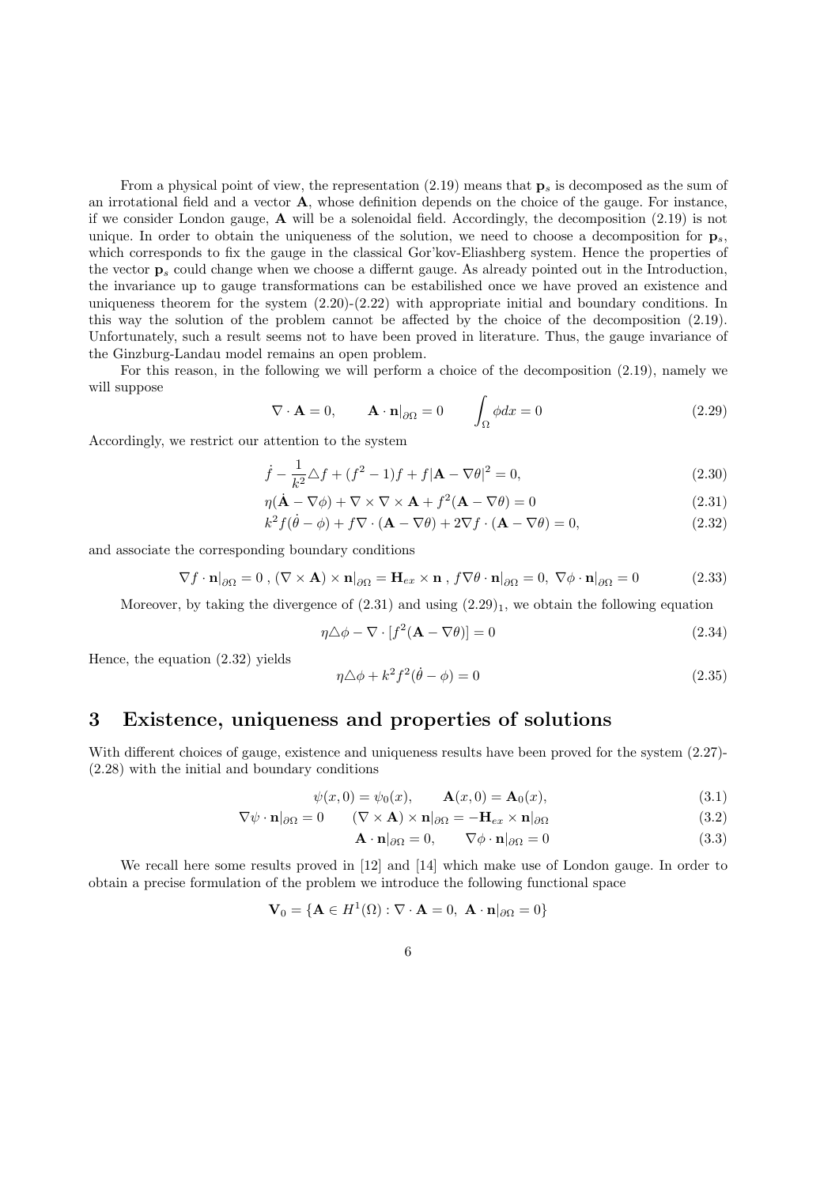From a physical point of view, the representation (2.19) means that $\mathbf{p}_s$ is decomposed as the sum of an irrotational field and a vector $\mathbf{A}$, whose definition depends on the choice of the gauge. For instance, if we consider London gauge, $\mathbf{A}$ will be a solenoidal field. Accordingly, the decomposition (2.19) is not unique. In order to obtain the uniqueness of the solution, we need to choose a decomposition for $\mathbf{p}_s$, which corresponds to fix the gauge in the classical Gor'kov-Eliashberg system. Hence the properties of the vector $\mathbf{p}_s$ could change when we choose a differnt gauge. As already pointed out in the Introduction, the invariance up to gauge transformations can be estabilished once we have proved an existence and uniqueness theorem for the system (2.20)-(2.22) with appropriate initial and boundary conditions. In this way the solution of the problem cannot be affected by the choice of the decomposition (2.19). Unfortunately, such a result seems not to have been proved in literature. Thus, the gauge invariance of the Ginzburg-Landau model remains an open problem.

For this reason, in the following we will perform a choice of the decomposition (2.19), namely we will suppose

$$\nabla \cdot \mathbf{A} = 0, \qquad \mathbf{A} \cdot \mathbf{n}|_{\partial\Omega} = 0 \qquad \int_{\Omega} \phi dx = 0 \tag{2.29}$$

Accordingly, we restrict our attention to the system

$$\dot{f} - \frac{1}{k^2} \triangle f + (f^2 - 1)f + f|\mathbf{A} - \nabla\theta|^2 = 0, \tag{2.30}$$

$$\eta(\dot{\mathbf{A}} - \nabla\phi) + \nabla \times \nabla \times \mathbf{A} + f^2(\mathbf{A} - \nabla\theta) = 0 \tag{2.31}$$

$$k^2 f(\dot{\theta} - \phi) + f\nabla \cdot (\mathbf{A} - \nabla\theta) + 2\nabla f \cdot (\mathbf{A} - \nabla\theta) = 0, \tag{2.32}$$

and associate the corresponding boundary conditions

$$\nabla f \cdot \mathbf{n}|_{\partial\Omega} = 0 \text{ , } (\nabla \times \mathbf{A}) \times \mathbf{n}|_{\partial\Omega} = \mathbf{H}_{ex} \times \mathbf{n} \text{ , } f\nabla\theta \cdot \mathbf{n}|_{\partial\Omega} = 0, \; \nabla\phi \cdot \mathbf{n}|_{\partial\Omega} = 0 \tag{2.33}$$

Moreover, by taking the divergence of (2.31) and using $(2.29)_1$, we obtain the following equation

$$\eta\triangle\phi - \nabla \cdot [f^2(\mathbf{A} - \nabla\theta)] = 0 \tag{2.34}$$

Hence, the equation (2.32) yields

$$\eta\triangle\phi + k^2 f^2(\dot{\theta} - \phi) = 0 \tag{2.35}$$

# 3 Existence, uniqueness and properties of solutions

With different choices of gauge, existence and uniqueness results have been proved for the system (2.27)-(2.28) with the initial and boundary conditions

$$\psi(x, 0) = \psi_0(x), \qquad \mathbf{A}(x, 0) = \mathbf{A}_0(x), \tag{3.1}$$

$$\nabla\psi \cdot \mathbf{n}|_{\partial\Omega} = 0 \qquad (\nabla \times \mathbf{A}) \times \mathbf{n}|_{\partial\Omega} = -\mathbf{H}_{ex} \times \mathbf{n}|_{\partial\Omega} \tag{3.2}$$

$$\mathbf{A} \cdot \mathbf{n}|_{\partial\Omega} = 0, \qquad \nabla\phi \cdot \mathbf{n}|_{\partial\Omega} = 0 \tag{3.3}$$

We recall here some results proved in [12] and [14] which make use of London gauge. In order to obtain a precise formulation of the problem we introduce the following functional space

$$\mathbf{V}_0 = \{\mathbf{A} \in H^1(\Omega) : \nabla \cdot \mathbf{A} = 0, \; \mathbf{A} \cdot \mathbf{n}|_{\partial\Omega} = 0\}$$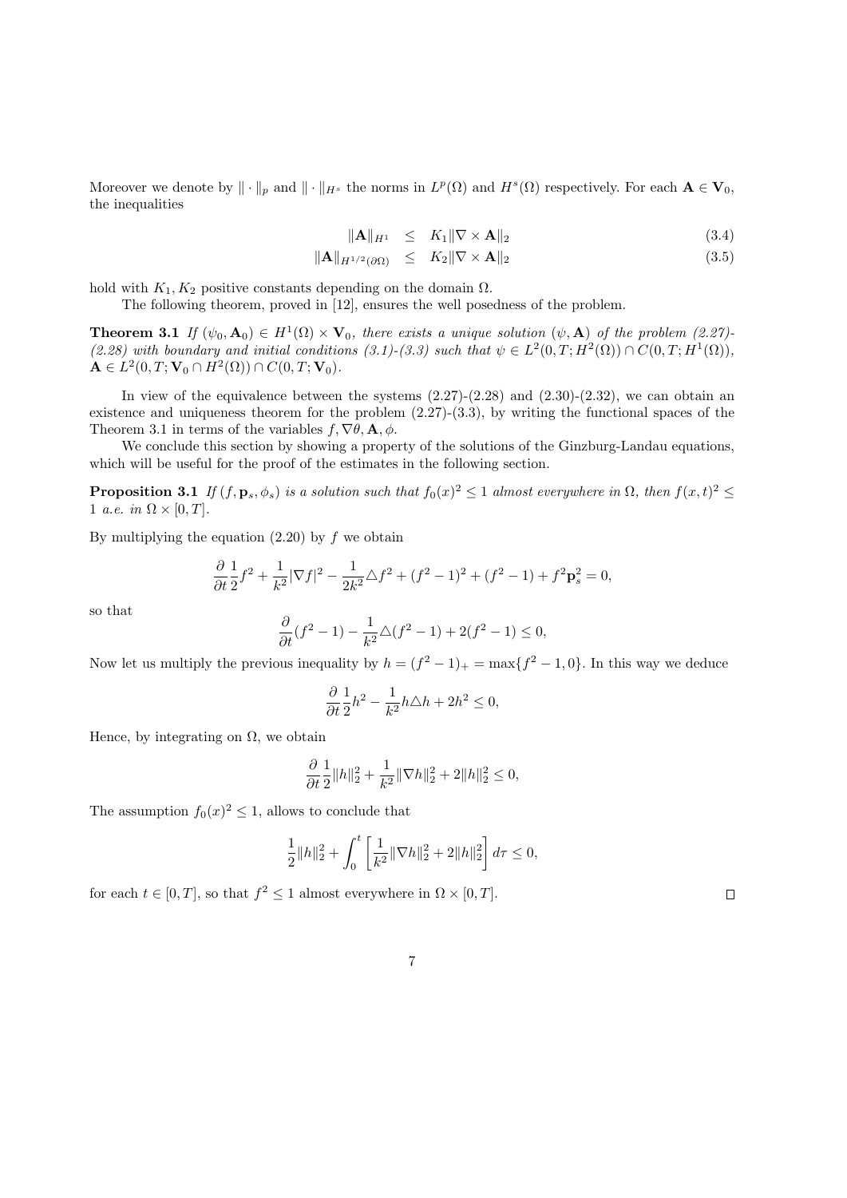Moreover we denote by $\| \cdot \|_p$ and $\| \cdot \|_{H^s}$ the norms in $L^p(\Omega)$ and $H^s(\Omega)$ respectively. For each $\mathbf{A} \in \mathbf{V}_0$, the inequalities

$$
\|\mathbf{A}\|_{H^1} \leq K_1 \|\nabla \times \mathbf{A}\|_2 \tag{3.4}
$$

$$
\|\mathbf{A}\|_{H^{1/2}(\partial\Omega)} \leq K_2 \|\nabla \times \mathbf{A}\|_2 \tag{3.5}
$$

hold with $K_1, K_2$ positive constants depending on the domain $\Omega$.

The following theorem, proved in [12], ensures the well posedness of the problem.

**Theorem 3.1** *If $(\psi_0, \mathbf{A}_0) \in H^1(\Omega) \times \mathbf{V}_0$, there exists a unique solution $(\psi, \mathbf{A})$ of the problem (2.27)-(2.28) with boundary and initial conditions (3.1)-(3.3) such that $\psi \in L^2(0,T; H^2(\Omega)) \cap C(0,T; H^1(\Omega))$, $\mathbf{A} \in L^2(0,T; \mathbf{V}_0 \cap H^2(\Omega)) \cap C(0,T; \mathbf{V}_0)$.*

In view of the equivalence between the systems (2.27)-(2.28) and (2.30)-(2.32), we can obtain an existence and uniqueness theorem for the problem (2.27)-(3.3), by writing the functional spaces of the Theorem 3.1 in terms of the variables $f, \nabla\theta, \mathbf{A}, \phi$.

We conclude this section by showing a property of the solutions of the Ginzburg-Landau equations, which will be useful for the proof of the estimates in the following section.

**Proposition 3.1** *If $(f, \mathbf{p}_s, \phi_s)$ is a solution such that $f_0(x)^2 \leq 1$ almost everywhere in $\Omega$, then $f(x,t)^2 \leq 1$ a.e. in $\Omega \times [0,T]$.*

By multiplying the equation (2.20) by $f$ we obtain

$$
\frac{\partial}{\partial t}\frac{1}{2}f^2 + \frac{1}{k^2}|\nabla f|^2 - \frac{1}{2k^2}\triangle f^2 + (f^2-1)^2 + (f^2-1) + f^2\mathbf{p}_s^2 = 0,
$$

so that

$$
\frac{\partial}{\partial t}(f^2-1) - \frac{1}{k^2}\triangle(f^2-1) + 2(f^2-1) \leq 0,
$$

Now let us multiply the previous inequality by $h = (f^2-1)_+ = \max\{f^2-1, 0\}$. In this way we deduce

$$
\frac{\partial}{\partial t}\frac{1}{2}h^2 - \frac{1}{k^2}h\triangle h + 2h^2 \leq 0,
$$

Hence, by integrating on $\Omega$, we obtain

$$
\frac{\partial}{\partial t}\frac{1}{2}\|h\|_2^2 + \frac{1}{k^2}\|\nabla h\|_2^2 + 2\|h\|_2^2 \leq 0,
$$

The assumption $f_0(x)^2 \leq 1$, allows to conclude that

$$
\frac{1}{2}\|h\|_2^2 + \int_0^t \left[\frac{1}{k^2}\|\nabla h\|_2^2 + 2\|h\|_2^2\right] d\tau \leq 0,
$$

for each $t \in [0,T]$, so that $f^2 \leq 1$ almost everywhere in $\Omega \times [0,T]$. □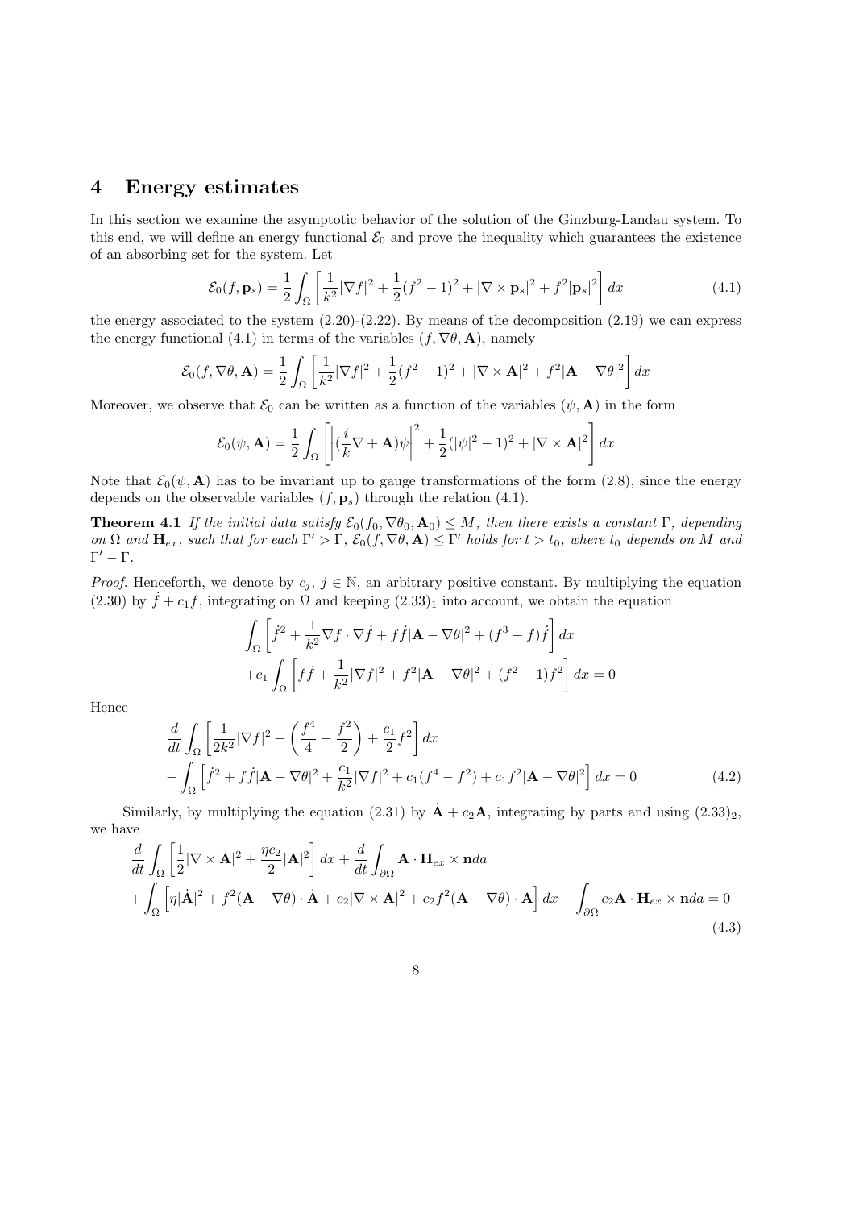## 4 Energy estimates

In this section we examine the asymptotic behavior of the solution of the Ginzburg-Landau system. To this end, we will define an energy functional $\mathcal{E}_0$ and prove the inequality which guarantees the existence of an absorbing set for the system. Let

$$\mathcal{E}_0(f, \mathbf{p}_s) = \frac{1}{2}\int_\Omega \left[\frac{1}{k^2}|\nabla f|^2 + \frac{1}{2}(f^2-1)^2 + |\nabla \times \mathbf{p}_s|^2 + f^2|\mathbf{p}_s|^2\right] dx \tag{4.1}$$

the energy associated to the system (2.20)-(2.22). By means of the decomposition (2.19) we can express the energy functional (4.1) in terms of the variables $(f, \nabla\theta, \mathbf{A})$, namely

$$\mathcal{E}_0(f, \nabla\theta, \mathbf{A}) = \frac{1}{2}\int_\Omega \left[\frac{1}{k^2}|\nabla f|^2 + \frac{1}{2}(f^2-1)^2 + |\nabla \times \mathbf{A}|^2 + f^2|\mathbf{A} - \nabla\theta|^2\right] dx$$

Moreover, we observe that $\mathcal{E}_0$ can be written as a function of the variables $(\psi, \mathbf{A})$ in the form

$$\mathcal{E}_0(\psi, \mathbf{A}) = \frac{1}{2}\int_\Omega \left[\left|(\frac{i}{k}\nabla + \mathbf{A})\psi\right|^2 + \frac{1}{2}(|\psi|^2-1)^2 + |\nabla \times \mathbf{A}|^2\right] dx$$

Note that $\mathcal{E}_0(\psi, \mathbf{A})$ has to be invariant up to gauge transformations of the form (2.8), since the energy depends on the observable variables $(f, \mathbf{p}_s)$ through the relation (4.1).

**Theorem 4.1** *If the initial data satisfy $\mathcal{E}_0(f_0, \nabla\theta_0, \mathbf{A}_0) \leq M$, then there exists a constant $\Gamma$, depending on $\Omega$ and $\mathbf{H}_{ex}$, such that for each $\Gamma' > \Gamma$, $\mathcal{E}_0(f, \nabla\theta, \mathbf{A}) \leq \Gamma'$ holds for $t > t_0$, where $t_0$ depends on $M$ and $\Gamma' - \Gamma$.*

*Proof.* Henceforth, we denote by $c_j$, $j \in \mathbb{N}$, an arbitrary positive constant. By multiplying the equation (2.30) by $\dot{f} + c_1 f$, integrating on $\Omega$ and keeping $(2.33)_1$ into account, we obtain the equation

$$\int_\Omega \left[\dot{f}^2 + \frac{1}{k^2}\nabla f \cdot \nabla \dot{f} + f\dot{f}|\mathbf{A} - \nabla\theta|^2 + (f^3 - f)\dot{f}\right] dx$$
$$+ c_1 \int_\Omega \left[f\dot{f} + \frac{1}{k^2}|\nabla f|^2 + f^2|\mathbf{A} - \nabla\theta|^2 + (f^2-1)f^2\right] dx = 0$$

Hence

$$\frac{d}{dt}\int_\Omega \left[\frac{1}{2k^2}|\nabla f|^2 + \left(\frac{f^4}{4} - \frac{f^2}{2}\right) + \frac{c_1}{2}f^2\right] dx$$
$$+ \int_\Omega \left[\dot{f}^2 + f\dot{f}|\mathbf{A} - \nabla\theta|^2 + \frac{c_1}{k^2}|\nabla f|^2 + c_1(f^4 - f^2) + c_1 f^2|\mathbf{A} - \nabla\theta|^2\right] dx = 0 \tag{4.2}$$

Similarly, by multiplying the equation (2.31) by $\dot{\mathbf{A}} + c_2\mathbf{A}$, integrating by parts and using $(2.33)_2$, we have

$$\frac{d}{dt}\int_\Omega \left[\frac{1}{2}|\nabla \times \mathbf{A}|^2 + \frac{\eta c_2}{2}|\mathbf{A}|^2\right] dx + \frac{d}{dt}\int_{\partial\Omega} \mathbf{A} \cdot \mathbf{H}_{ex} \times \mathbf{n} da$$
$$+ \int_\Omega \left[\eta|\dot{\mathbf{A}}|^2 + f^2(\mathbf{A} - \nabla\theta)\cdot\dot{\mathbf{A}} + c_2|\nabla \times \mathbf{A}|^2 + c_2 f^2(\mathbf{A} - \nabla\theta)\cdot\mathbf{A}\right] dx + \int_{\partial\Omega} c_2\mathbf{A} \cdot \mathbf{H}_{ex} \times \mathbf{n} da = 0 \tag{4.3}$$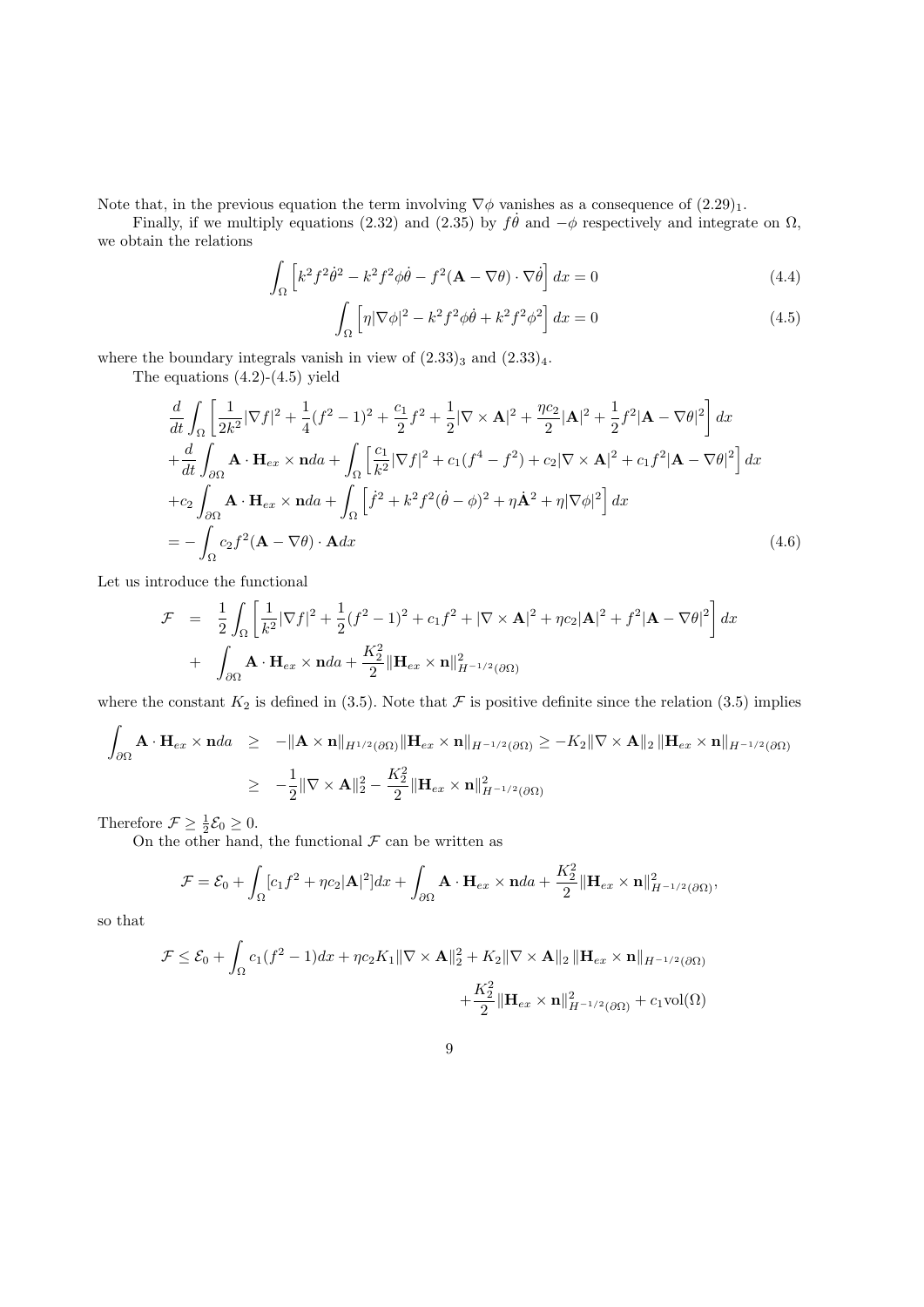Note that, in the previous equation the term involving $\nabla\phi$ vanishes as a consequence of $(2.29)_1$.

Finally, if we multiply equations (2.32) and (2.35) by $f\dot{\theta}$ and $-\phi$ respectively and integrate on $\Omega$, we obtain the relations

$$\int_\Omega \left[ k^2 f^2 \dot{\theta}^2 - k^2 f^2 \phi\dot{\theta} - f^2(\mathbf{A} - \nabla\theta)\cdot\nabla\dot{\theta} \right] dx = 0 \tag{4.4}$$

$$\int_\Omega \left[ \eta|\nabla\phi|^2 - k^2 f^2 \phi\dot{\theta} + k^2 f^2 \phi^2 \right] dx = 0 \tag{4.5}$$

where the boundary integrals vanish in view of $(2.33)_3$ and $(2.33)_4$.

The equations (4.2)-(4.5) yield

$$\begin{aligned}
&\frac{d}{dt}\int_\Omega \left[ \frac{1}{2k^2}|\nabla f|^2 + \frac{1}{4}(f^2-1)^2 + \frac{c_1}{2}f^2 + \frac{1}{2}|\nabla\times\mathbf{A}|^2 + \frac{\eta c_2}{2}|\mathbf{A}|^2 + \frac{1}{2}f^2|\mathbf{A}-\nabla\theta|^2 \right] dx \\
&+\frac{d}{dt}\int_{\partial\Omega} \mathbf{A}\cdot\mathbf{H}_{ex}\times\mathbf{n}da + \int_\Omega \left[ \frac{c_1}{k^2}|\nabla f|^2 + c_1(f^4 - f^2) + c_2|\nabla\times\mathbf{A}|^2 + c_1 f^2|\mathbf{A}-\nabla\theta|^2 \right] dx \\
&+c_2\int_{\partial\Omega} \mathbf{A}\cdot\mathbf{H}_{ex}\times\mathbf{n}da + \int_\Omega \left[ \dot{f}^2 + k^2 f^2(\dot{\theta}-\phi)^2 + \eta\dot{\mathbf{A}}^2 + \eta|\nabla\phi|^2 \right] dx \\
&= -\int_\Omega c_2 f^2(\mathbf{A}-\nabla\theta)\cdot\mathbf{A}dx
\end{aligned} \tag{4.6}$$

Let us introduce the functional

$$\begin{aligned}
\mathcal{F} &= \frac{1}{2}\int_\Omega \left[ \frac{1}{k^2}|\nabla f|^2 + \frac{1}{2}(f^2-1)^2 + c_1 f^2 + |\nabla\times\mathbf{A}|^2 + \eta c_2|\mathbf{A}|^2 + f^2|\mathbf{A}-\nabla\theta|^2 \right] dx \\
&+ \int_{\partial\Omega} \mathbf{A}\cdot\mathbf{H}_{ex}\times\mathbf{n}da + \frac{K_2^2}{2}\|\mathbf{H}_{ex}\times\mathbf{n}\|^2_{H^{-1/2}(\partial\Omega)}
\end{aligned}$$

where the constant $K_2$ is defined in (3.5). Note that $\mathcal{F}$ is positive definite since the relation (3.5) implies

$$\begin{aligned}
\int_{\partial\Omega} \mathbf{A}\cdot\mathbf{H}_{ex}\times\mathbf{n}da &\geq -\|\mathbf{A}\times\mathbf{n}\|_{H^{1/2}(\partial\Omega)}\|\mathbf{H}_{ex}\times\mathbf{n}\|_{H^{-1/2}(\partial\Omega)} \geq -K_2\|\nabla\times\mathbf{A}\|_2\,\|\mathbf{H}_{ex}\times\mathbf{n}\|_{H^{-1/2}(\partial\Omega)} \\
&\geq -\frac{1}{2}\|\nabla\times\mathbf{A}\|_2^2 - \frac{K_2^2}{2}\|\mathbf{H}_{ex}\times\mathbf{n}\|^2_{H^{-1/2}(\partial\Omega)}
\end{aligned}$$

Therefore $\mathcal{F} \geq \frac{1}{2}\mathcal{E}_0 \geq 0$.

On the other hand, the functional $\mathcal{F}$ can be written as

$$\mathcal{F} = \mathcal{E}_0 + \int_\Omega [c_1 f^2 + \eta c_2|\mathbf{A}|^2]dx + \int_{\partial\Omega} \mathbf{A}\cdot\mathbf{H}_{ex}\times\mathbf{n}da + \frac{K_2^2}{2}\|\mathbf{H}_{ex}\times\mathbf{n}\|^2_{H^{-1/2}(\partial\Omega)},$$

so that

$$\begin{aligned}
\mathcal{F} \leq \mathcal{E}_0 + \int_\Omega c_1(f^2-1)dx + \eta c_2 K_1\|\nabla\times\mathbf{A}\|_2^2 + K_2\|\nabla\times\mathbf{A}\|_2\,\|\mathbf{H}_{ex}\times\mathbf{n}\|_{H^{-1/2}(\partial\Omega)} \\
+\frac{K_2^2}{2}\|\mathbf{H}_{ex}\times\mathbf{n}\|^2_{H^{-1/2}(\partial\Omega)} + c_1\mathrm{vol}(\Omega)
\end{aligned}$$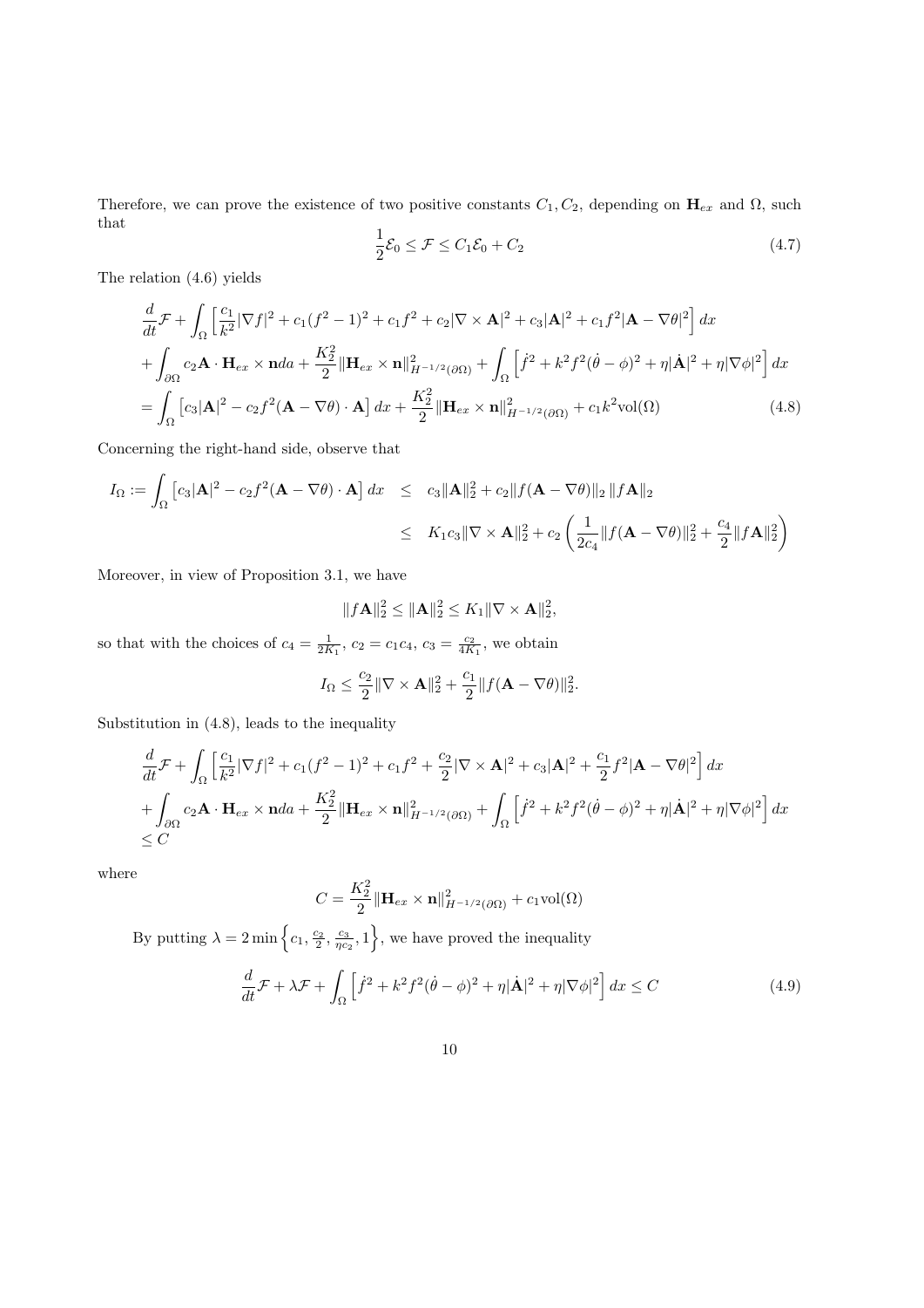Therefore, we can prove the existence of two positive constants $C_1, C_2$, depending on $\mathbf{H}_{ex}$ and $\Omega$, such that

$$\frac{1}{2}\mathcal{E}_0 \leq \mathcal{F} \leq C_1\mathcal{E}_0 + C_2 \tag{4.7}$$

The relation (4.6) yields

$$\begin{aligned}
&\frac{d}{dt}\mathcal{F} + \int_\Omega \Big[\frac{c_1}{k^2}|\nabla f|^2 + c_1(f^2-1)^2 + c_1 f^2 + c_2|\nabla\times\mathbf{A}|^2 + c_3|\mathbf{A}|^2 + c_1 f^2|\mathbf{A}-\nabla\theta|^2\Big]\,dx \\
&+ \int_{\partial\Omega} c_2\mathbf{A}\cdot\mathbf{H}_{ex}\times\mathbf{n}da + \frac{K_2^2}{2}\|\mathbf{H}_{ex}\times\mathbf{n}\|^2_{H^{-1/2}(\partial\Omega)} + \int_\Omega \Big[\dot f^2 + k^2 f^2(\dot\theta-\phi)^2 + \eta|\dot{\mathbf{A}}|^2 + \eta|\nabla\phi|^2\Big]\,dx \\
&= \int_\Omega \big[c_3|\mathbf{A}|^2 - c_2 f^2(\mathbf{A}-\nabla\theta)\cdot\mathbf{A}\big]\,dx + \frac{K_2^2}{2}\|\mathbf{H}_{ex}\times\mathbf{n}\|^2_{H^{-1/2}(\partial\Omega)} + c_1k^2\mathrm{vol}(\Omega)
\end{aligned} \tag{4.8}$$

Concerning the right-hand side, observe that

$$\begin{aligned}
I_\Omega := \int_\Omega \big[c_3|\mathbf{A}|^2 - c_2 f^2(\mathbf{A}-\nabla\theta)\cdot\mathbf{A}\big]\,dx &\leq c_3\|\mathbf{A}\|_2^2 + c_2\|f(\mathbf{A}-\nabla\theta)\|_2\,\|f\mathbf{A}\|_2 \\
&\leq K_1c_3\|\nabla\times\mathbf{A}\|_2^2 + c_2\left(\frac{1}{2c_4}\|f(\mathbf{A}-\nabla\theta)\|_2^2 + \frac{c_4}{2}\|f\mathbf{A}\|_2^2\right)
\end{aligned}$$

Moreover, in view of Proposition 3.1, we have

$$\|f\mathbf{A}\|_2^2 \leq \|\mathbf{A}\|_2^2 \leq K_1\|\nabla\times\mathbf{A}\|_2^2,$$

so that with the choices of $c_4 = \frac{1}{2K_1}$, $c_2 = c_1c_4$, $c_3 = \frac{c_2}{4K_1}$, we obtain

$$I_\Omega \leq \frac{c_2}{2}\|\nabla\times\mathbf{A}\|_2^2 + \frac{c_1}{2}\|f(\mathbf{A}-\nabla\theta)\|_2^2.$$

Substitution in (4.8), leads to the inequality

$$\begin{aligned}
&\frac{d}{dt}\mathcal{F} + \int_\Omega \Big[\frac{c_1}{k^2}|\nabla f|^2 + c_1(f^2-1)^2 + c_1 f^2 + \frac{c_2}{2}|\nabla\times\mathbf{A}|^2 + c_3|\mathbf{A}|^2 + \frac{c_1}{2} f^2|\mathbf{A}-\nabla\theta|^2\Big]\,dx \\
&+ \int_{\partial\Omega} c_2\mathbf{A}\cdot\mathbf{H}_{ex}\times\mathbf{n}da + \frac{K_2^2}{2}\|\mathbf{H}_{ex}\times\mathbf{n}\|^2_{H^{-1/2}(\partial\Omega)} + \int_\Omega \Big[\dot f^2 + k^2 f^2(\dot\theta-\phi)^2 + \eta|\dot{\mathbf{A}}|^2 + \eta|\nabla\phi|^2\Big]\,dx \\
&\leq C
\end{aligned}$$

where

$$C = \frac{K_2^2}{2}\|\mathbf{H}_{ex}\times\mathbf{n}\|^2_{H^{-1/2}(\partial\Omega)} + c_1\mathrm{vol}(\Omega)$$

By putting $\lambda = 2\min\Big\{c_1, \frac{c_2}{2}, \frac{c_3}{\eta c_2}, 1\Big\}$, we have proved the inequality

$$\frac{d}{dt}\mathcal{F} + \lambda\mathcal{F} + \int_\Omega \Big[\dot f^2 + k^2 f^2(\dot\theta-\phi)^2 + \eta|\dot{\mathbf{A}}|^2 + \eta|\nabla\phi|^2\Big]\,dx \leq C \tag{4.9}$$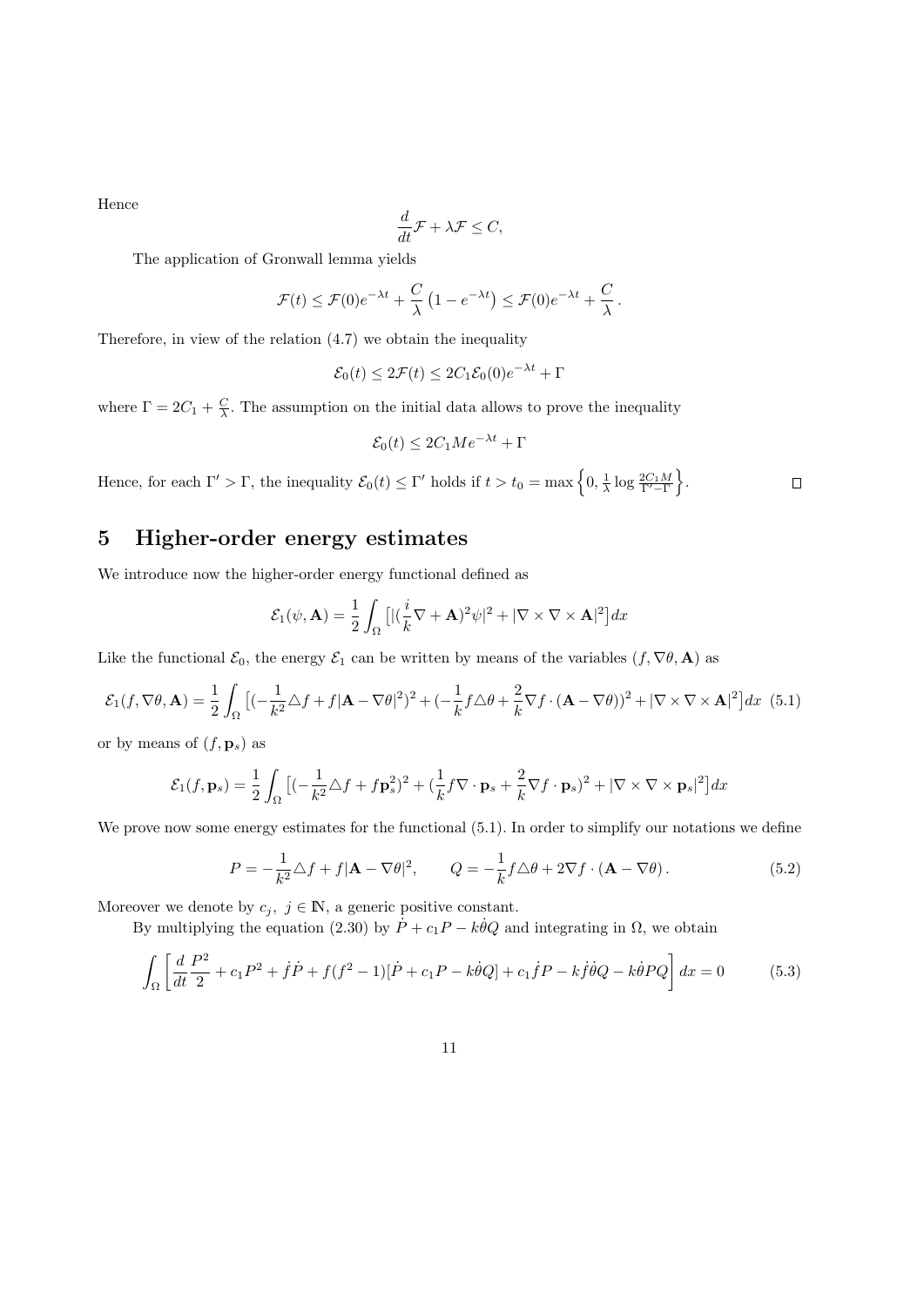Hence

$$\frac{d}{dt}\mathcal{F} + \lambda \mathcal{F} \leq C,$$

The application of Gronwall lemma yields

$$\mathcal{F}(t) \leq \mathcal{F}(0)e^{-\lambda t} + \frac{C}{\lambda}\left(1 - e^{-\lambda t}\right) \leq \mathcal{F}(0)e^{-\lambda t} + \frac{C}{\lambda}.$$

Therefore, in view of the relation (4.7) we obtain the inequality

$$\mathcal{E}_0(t) \leq 2\mathcal{F}(t) \leq 2C_1\mathcal{E}_0(0)e^{-\lambda t} + \Gamma$$

where $\Gamma = 2C_1 + \frac{C}{\lambda}$. The assumption on the initial data allows to prove the inequality

$$\mathcal{E}_0(t) \leq 2C_1 M e^{-\lambda t} + \Gamma$$

Hence, for each $\Gamma' > \Gamma$, the inequality $\mathcal{E}_0(t) \leq \Gamma'$ holds if $t > t_0 = \max\left\{0, \frac{1}{\lambda}\log\frac{2C_1M}{\Gamma' - \Gamma}\right\}$. □

# 5 Higher-order energy estimates

We introduce now the higher-order energy functional defined as

$$\mathcal{E}_1(\psi, \mathbf{A}) = \frac{1}{2}\int_\Omega \left[|(\frac{i}{k}\nabla + \mathbf{A})^2\psi|^2 + |\nabla \times \nabla \times \mathbf{A}|^2\right]dx$$

Like the functional $\mathcal{E}_0$, the energy $\mathcal{E}_1$ can be written by means of the variables $(f, \nabla\theta, \mathbf{A})$ as

$$\mathcal{E}_1(f, \nabla\theta, \mathbf{A}) = \frac{1}{2}\int_\Omega \left[(-\frac{1}{k^2}\triangle f + f|\mathbf{A} - \nabla\theta|^2)^2 + (-\frac{1}{k}f\triangle\theta + \frac{2}{k}\nabla f \cdot (\mathbf{A} - \nabla\theta))^2 + |\nabla \times \nabla \times \mathbf{A}|^2\right]dx \quad (5.1)$$

or by means of $(f, \mathbf{p}_s)$ as

$$\mathcal{E}_1(f, \mathbf{p}_s) = \frac{1}{2}\int_\Omega \left[(-\frac{1}{k^2}\triangle f + f\mathbf{p}_s^2)^2 + (\frac{1}{k}f\nabla \cdot \mathbf{p}_s + \frac{2}{k}\nabla f \cdot \mathbf{p}_s)^2 + |\nabla \times \nabla \times \mathbf{p}_s|^2\right]dx$$

We prove now some energy estimates for the functional (5.1). In order to simplify our notations we define

$$P = -\frac{1}{k^2}\triangle f + f|\mathbf{A} - \nabla\theta|^2, \qquad Q = -\frac{1}{k}f\triangle\theta + 2\nabla f \cdot (\mathbf{A} - \nabla\theta). \quad (5.2)$$

Moreover we denote by $c_j,\ j \in \mathbb{N}$, a generic positive constant.

By multiplying the equation (2.30) by $\dot{P} + c_1 P - k\dot{\theta}Q$ and integrating in $\Omega$, we obtain

$$\int_\Omega \left[\frac{d}{dt}\frac{P^2}{2} + c_1 P^2 + \dot{f}\dot{P} + f(f^2 - 1)[\dot{P} + c_1 P - k\dot{\theta}Q] + c_1\dot{f}P - k\dot{f}\dot{\theta}Q - k\dot{\theta}PQ\right]dx = 0 \quad (5.3)$$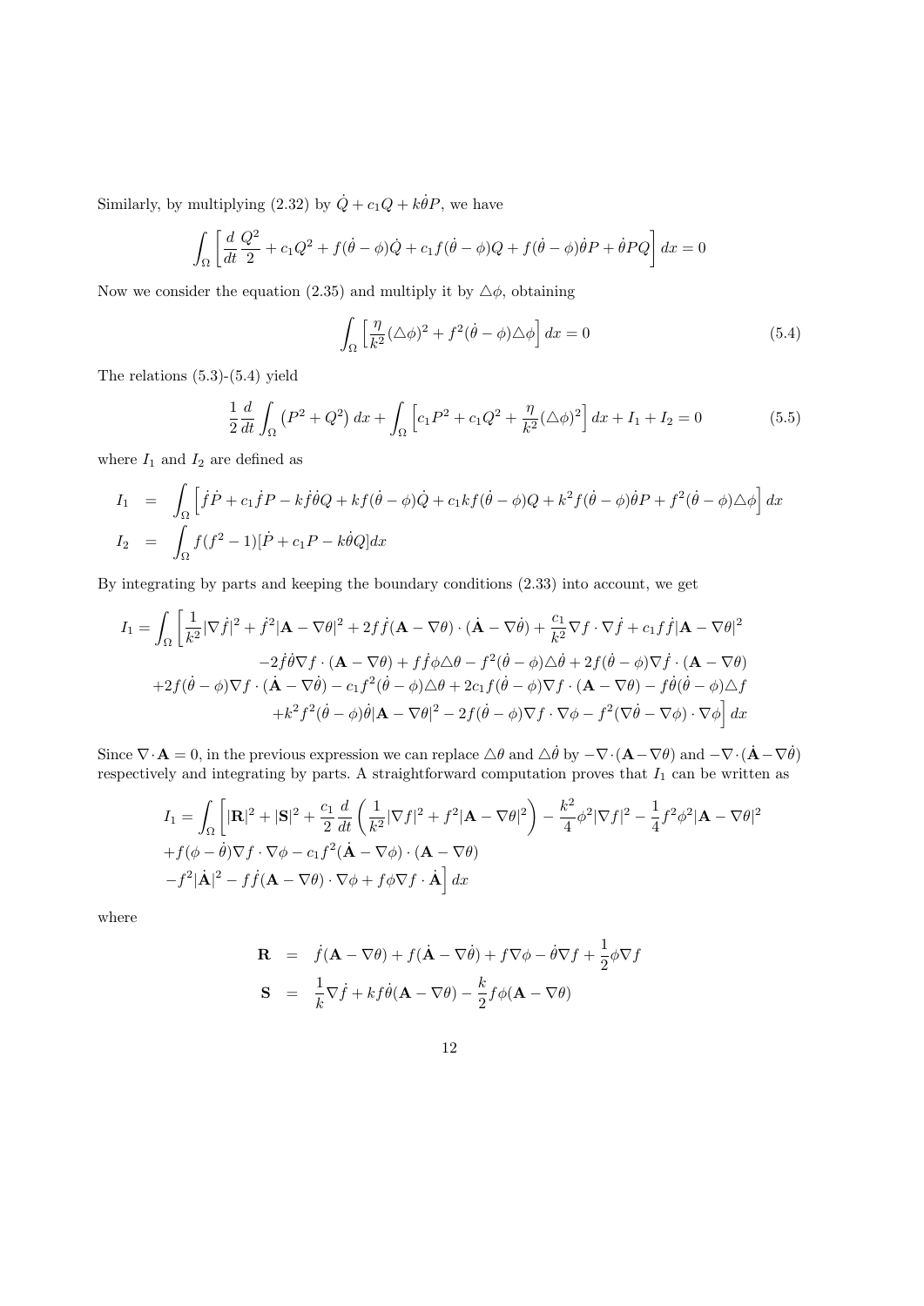Similarly, by multiplying (2.32) by $\dot{Q} + c_1 Q + k\dot{\theta}P$, we have

$$\int_\Omega \left[ \frac{d}{dt}\frac{Q^2}{2} + c_1 Q^2 + f(\dot{\theta} - \phi)\dot{Q} + c_1 f(\dot{\theta} - \phi)Q + f(\dot{\theta} - \phi)\dot{\theta}P + \dot{\theta}PQ \right] dx = 0$$

Now we consider the equation (2.35) and multiply it by $\triangle\phi$, obtaining

$$\int_\Omega \left[ \frac{\eta}{k^2}(\triangle\phi)^2 + f^2(\dot{\theta} - \phi)\triangle\phi \right] dx = 0 \tag{5.4}$$

The relations (5.3)-(5.4) yield

$$\frac{1}{2}\frac{d}{dt}\int_\Omega \left(P^2 + Q^2\right) dx + \int_\Omega \left[ c_1 P^2 + c_1 Q^2 + \frac{\eta}{k^2}(\triangle\phi)^2 \right] dx + I_1 + I_2 = 0 \tag{5.5}$$

where $I_1$ and $I_2$ are defined as

$$\begin{aligned}
I_1 &= \int_\Omega \left[ \dot{f}\dot{P} + c_1 \dot{f} P - k\dot{f}\dot{\theta}Q + kf(\dot{\theta} - \phi)\dot{Q} + c_1 kf(\dot{\theta} - \phi)Q + k^2 f(\dot{\theta} - \phi)\dot{\theta}P + f^2(\dot{\theta} - \phi)\triangle\phi \right] dx \\
I_2 &= \int_\Omega f(f^2 - 1)[\dot{P} + c_1 P - k\dot{\theta}Q] dx
\end{aligned}$$

By integrating by parts and keeping the boundary conditions (2.33) into account, we get

$$\begin{aligned}
I_1 = \int_\Omega \bigg[ & \frac{1}{k^2}|\nabla\dot{f}|^2 + \dot{f}^2|\mathbf{A} - \nabla\theta|^2 + 2f\dot{f}(\mathbf{A} - \nabla\theta)\cdot(\dot{\mathbf{A}} - \nabla\dot{\theta}) + \frac{c_1}{k^2}\nabla f\cdot\nabla\dot{f} + c_1 f\dot{f}|\mathbf{A} - \nabla\theta|^2 \\
& -2\dot{f}\dot{\theta}\nabla f\cdot(\mathbf{A} - \nabla\theta) + f\dot{f}\phi\triangle\theta - f^2(\dot{\theta} - \phi)\triangle\dot{\theta} + 2f(\dot{\theta} - \phi)\nabla\dot{f}\cdot(\mathbf{A} - \nabla\theta) \\
& +2f(\dot{\theta} - \phi)\nabla f\cdot(\dot{\mathbf{A}} - \nabla\dot{\theta}) - c_1 f^2(\dot{\theta} - \phi)\triangle\theta + 2c_1 f(\dot{\theta} - \phi)\nabla f\cdot(\mathbf{A} - \nabla\theta) - f\dot{\theta}(\dot{\theta} - \phi)\triangle f \\
& +k^2 f^2(\dot{\theta} - \phi)\dot{\theta}|\mathbf{A} - \nabla\theta|^2 - 2f(\dot{\theta} - \phi)\nabla f\cdot\nabla\phi - f^2(\nabla\dot{\theta} - \nabla\phi)\cdot\nabla\phi \bigg] dx
\end{aligned}$$

Since $\nabla\cdot\mathbf{A} = 0$, in the previous expression we can replace $\triangle\theta$ and $\triangle\dot{\theta}$ by $-\nabla\cdot(\mathbf{A} - \nabla\theta)$ and $-\nabla\cdot(\dot{\mathbf{A}} - \nabla\dot{\theta})$ respectively and integrating by parts. A straightforward computation proves that $I_1$ can be written as

$$\begin{aligned}
I_1 = \int_\Omega \bigg[ & |\mathbf{R}|^2 + |\mathbf{S}|^2 + \frac{c_1}{2}\frac{d}{dt}\left( \frac{1}{k^2}|\nabla f|^2 + f^2|\mathbf{A} - \nabla\theta|^2 \right) - \frac{k^2}{4}\phi^2|\nabla f|^2 - \frac{1}{4}f^2\phi^2|\mathbf{A} - \nabla\theta|^2 \\
& +f(\phi - \dot{\theta})\nabla f\cdot\nabla\phi - c_1 f^2(\dot{\mathbf{A}} - \nabla\phi)\cdot(\mathbf{A} - \nabla\theta) \\
& -f^2|\dot{\mathbf{A}}|^2 - f\dot{f}(\mathbf{A} - \nabla\theta)\cdot\nabla\phi + f\phi\nabla f\cdot\dot{\mathbf{A}} \bigg] dx
\end{aligned}$$

where

$$\begin{aligned}
\mathbf{R} &= \dot{f}(\mathbf{A} - \nabla\theta) + f(\dot{\mathbf{A}} - \nabla\dot{\theta}) + f\nabla\phi - \dot{\theta}\nabla f + \frac{1}{2}\phi\nabla f \\
\mathbf{S} &= \frac{1}{k}\nabla\dot{f} + kf\dot{\theta}(\mathbf{A} - \nabla\theta) - \frac{k}{2}f\phi(\mathbf{A} - \nabla\theta)
\end{aligned}$$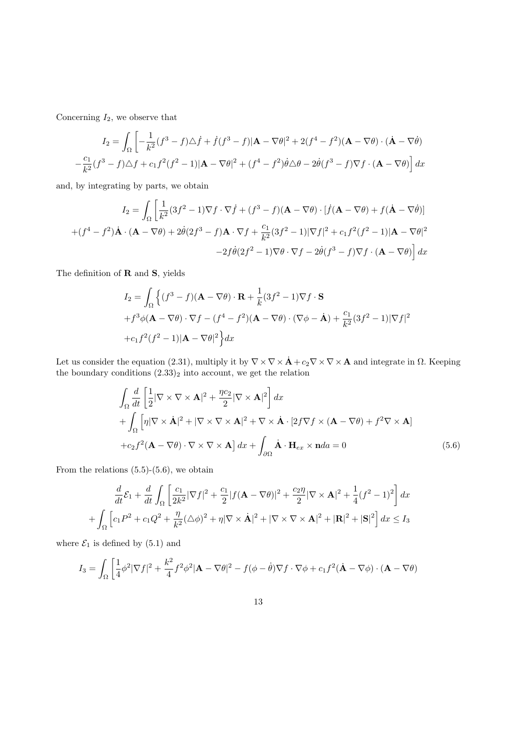Concerning $I_2$, we observe that

$$I_2 = \int_\Omega \left[ -\frac{1}{k^2}(f^3 - f)\triangle \dot{f} + \dot{f}(f^3 - f)|\mathbf{A} - \nabla\theta|^2 + 2(f^4 - f^2)(\mathbf{A} - \nabla\theta)\cdot(\dot{\mathbf{A}} - \nabla\dot{\theta}) \right.$$
$$\left. -\frac{c_1}{k^2}(f^3 - f)\triangle f + c_1 f^2(f^2 - 1)|\mathbf{A} - \nabla\theta|^2 + (f^4 - f^2)\dot{\theta}\triangle\theta - 2\dot{\theta}(f^3 - f)\nabla f\cdot(\mathbf{A} - \nabla\theta) \right] dx$$

and, by integrating by parts, we obtain

$$I_2 = \int_\Omega \left[ \frac{1}{k^2}(3f^2 - 1)\nabla f\cdot\nabla\dot{f} + (f^3 - f)(\mathbf{A} - \nabla\theta)\cdot[\dot{f}(\mathbf{A} - \nabla\theta) + f(\dot{\mathbf{A}} - \nabla\dot{\theta})] \right.$$
$$+(f^4 - f^2)\dot{\mathbf{A}}\cdot(\mathbf{A} - \nabla\theta) + 2\dot{\theta}(2f^3 - f)\mathbf{A}\cdot\nabla f + \frac{c_1}{k^2}(3f^2 - 1)|\nabla f|^2 + c_1 f^2(f^2 - 1)|\mathbf{A} - \nabla\theta|^2$$
$$\left. -2f\dot{\theta}(2f^2 - 1)\nabla\theta\cdot\nabla f - 2\dot{\theta}(f^3 - f)\nabla f\cdot(\mathbf{A} - \nabla\theta) \right] dx$$

The definition of $\mathbf{R}$ and $\mathbf{S}$, yields

$$I_2 = \int_\Omega \Big\{ (f^3 - f)(\mathbf{A} - \nabla\theta)\cdot\mathbf{R} + \frac{1}{k}(3f^2 - 1)\nabla f\cdot\mathbf{S}$$
$$+f^3\phi(\mathbf{A} - \nabla\theta)\cdot\nabla f - (f^4 - f^2)(\mathbf{A} - \nabla\theta)\cdot(\nabla\phi - \dot{\mathbf{A}}) + \frac{c_1}{k^2}(3f^2 - 1)|\nabla f|^2$$
$$+c_1 f^2(f^2 - 1)|\mathbf{A} - \nabla\theta|^2 \Big\} dx$$

Let us consider the equation (2.31), multiply it by $\nabla\times\nabla\times\dot{\mathbf{A}} + c_2\nabla\times\nabla\times\mathbf{A}$ and integrate in $\Omega$. Keeping the boundary conditions $(2.33)_2$ into account, we get the relation

$$\int_\Omega \frac{d}{dt}\left[ \frac{1}{2}|\nabla\times\nabla\times\mathbf{A}|^2 + \frac{\eta c_2}{2}|\nabla\times\mathbf{A}|^2 \right] dx$$
$$+\int_\Omega \Big[ \eta|\nabla\times\dot{\mathbf{A}}|^2 + |\nabla\times\nabla\times\mathbf{A}|^2 + \nabla\times\dot{\mathbf{A}}\cdot[2f\nabla f\times(\mathbf{A} - \nabla\theta) + f^2\nabla\times\mathbf{A}]$$
$$+c_2 f^2(\mathbf{A} - \nabla\theta)\cdot\nabla\times\nabla\times\mathbf{A} \Big] dx + \int_{\partial\Omega} \dot{\mathbf{A}}\cdot\mathbf{H}_{ex}\times\mathbf{n}da = 0 \tag{5.6}$$

From the relations (5.5)-(5.6), we obtain

$$\frac{d}{dt}\mathcal{E}_1 + \frac{d}{dt}\int_\Omega \left[ \frac{c_1}{2k^2}|\nabla f|^2 + \frac{c_1}{2}|f(\mathbf{A} - \nabla\theta)|^2 + \frac{c_2\eta}{2}|\nabla\times\mathbf{A}|^2 + \frac{1}{4}(f^2 - 1)^2 \right] dx$$
$$+\int_\Omega \left[ c_1 P^2 + c_1 Q^2 + \frac{\eta}{k^2}(\triangle\phi)^2 + \eta|\nabla\times\dot{\mathbf{A}}|^2 + |\nabla\times\nabla\times\mathbf{A}|^2 + |\mathbf{R}|^2 + |\mathbf{S}|^2 \right] dx \leq I_3$$

where $\mathcal{E}_1$ is defined by (5.1) and

$$I_3 = \int_\Omega \left[ \frac{1}{4}\phi^2|\nabla f|^2 + \frac{k^2}{4}f^2\phi^2|\mathbf{A} - \nabla\theta|^2 - f(\phi - \dot{\theta})\nabla f\cdot\nabla\phi + c_1 f^2(\dot{\mathbf{A}} - \nabla\phi)\cdot(\mathbf{A} - \nabla\theta) \right.$$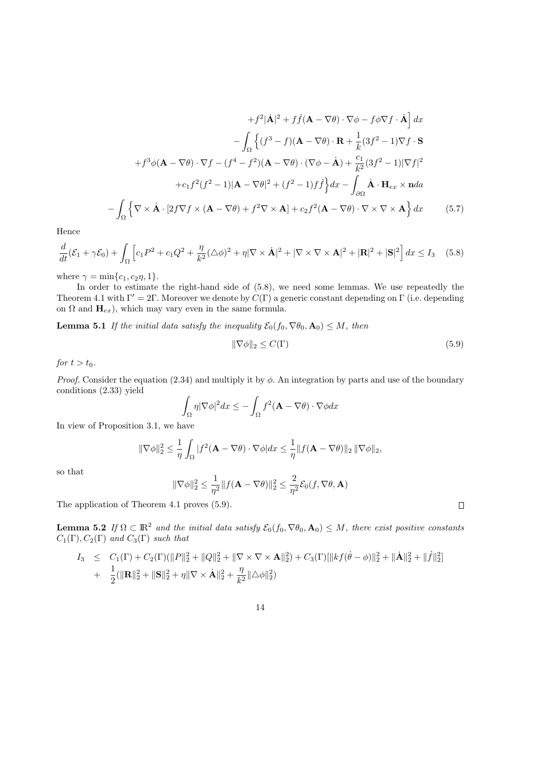$$
\begin{aligned}
&+f^2|\dot{\mathbf{A}}|^2 + f\dot{f}(\mathbf{A}-\nabla\theta)\cdot\nabla\phi - f\phi\nabla f\cdot\dot{\mathbf{A}}\Big]\,dx \\
&-\int_\Omega \Big\{(f^3-f)(\mathbf{A}-\nabla\theta)\cdot\mathbf{R} + \frac{1}{k}(3f^2-1)\nabla f\cdot\mathbf{S} \\
&+f^3\phi(\mathbf{A}-\nabla\theta)\cdot\nabla f - (f^4-f^2)(\mathbf{A}-\nabla\theta)\cdot(\nabla\phi-\dot{\mathbf{A}}) + \frac{c_1}{k^2}(3f^2-1)|\nabla f|^2 \\
&+c_1 f^2(f^2-1)|\mathbf{A}-\nabla\theta|^2 + (f^2-1)f\dot{f}\Big\}dx - \int_{\partial\Omega}\dot{\mathbf{A}}\cdot\mathbf{H}_{ex}\times\mathbf{n}da \\
&-\int_\Omega \Big\{\nabla\times\dot{\mathbf{A}}\cdot[2f\nabla f\times(\mathbf{A}-\nabla\theta) + f^2\nabla\times\mathbf{A}] + c_2 f^2(\mathbf{A}-\nabla\theta)\cdot\nabla\times\nabla\times\mathbf{A}\Big\}\,dx \qquad (5.7)
\end{aligned}
$$

Hence

$$
\frac{d}{dt}(\mathcal{E}_1+\gamma\mathcal{E}_0) + \int_\Omega \Big[c_1P^2 + c_1Q^2 + \frac{\eta}{k^2}(\triangle\phi)^2 + \eta|\nabla\times\dot{\mathbf{A}}|^2 + |\nabla\times\nabla\times\mathbf{A}|^2 + |\mathbf{R}|^2 + |\mathbf{S}|^2\Big]\,dx \le I_3 \qquad (5.8)
$$

where $\gamma = \min\{c_1, c_2\eta, 1\}$.

In order to estimate the right-hand side of (5.8), we need some lemmas. We use repeatedly the Theorem 4.1 with $\Gamma' = 2\Gamma$. Moreover we denote by $C(\Gamma)$ a generic constant depending on $\Gamma$ (i.e. depending on $\Omega$ and $\mathbf{H}_{ex}$), which may vary even in the same formula.

**Lemma 5.1** *If the initial data satisfy the inequality $\mathcal{E}_0(f_0,\nabla\theta_0,\mathbf{A}_0)\le M$, then*

$$
\|\nabla\phi\|_2 \le C(\Gamma) \qquad (5.9)
$$

*for $t>t_0$.*

*Proof.* Consider the equation (2.34) and multiply it by $\phi$. An integration by parts and use of the boundary conditions (2.33) yield

$$
\int_\Omega \eta|\nabla\phi|^2dx \le -\int_\Omega f^2(\mathbf{A}-\nabla\theta)\cdot\nabla\phi dx
$$

In view of Proposition 3.1, we have

$$
\|\nabla\phi\|_2^2 \le \frac{1}{\eta}\int_\Omega |f^2(\mathbf{A}-\nabla\theta)\cdot\nabla\phi|dx \le \frac{1}{\eta}\|f(\mathbf{A}-\nabla\theta)\|_2\,\|\nabla\phi\|_2,
$$

so that

$$
\|\nabla\phi\|_2^2 \le \frac{1}{\eta^2}\|f(\mathbf{A}-\nabla\theta)\|_2^2 \le \frac{2}{\eta^2}\mathcal{E}_0(f,\nabla\theta,\mathbf{A})
$$

The application of Theorem 4.1 proves (5.9). $\square$

**Lemma 5.2** *If $\Omega\subset\mathbb{R}^2$ and the initial data satisfy $\mathcal{E}_0(f_0,\nabla\theta_0,\mathbf{A}_0)\le M$, there exist positive constants $C_1(\Gamma), C_2(\Gamma)$ and $C_3(\Gamma)$ such that*

$$
\begin{aligned}
I_3 \;\le\;& C_1(\Gamma) + C_2(\Gamma)(\|P\|_2^2 + \|Q\|_2^2 + \|\nabla\times\nabla\times\mathbf{A}\|_2^2) + C_3(\Gamma)[\|kf(\dot{\theta}-\phi)\|_2^2 + \|\dot{\mathbf{A}}\|_2^2 + \|\dot{f}\|_2^2] \\
+\;& \frac{1}{2}(\|\mathbf{R}\|_2^2 + \|\mathbf{S}\|_2^2 + \eta\|\nabla\times\dot{\mathbf{A}}\|_2^2 + \frac{\eta}{k^2}\|\triangle\phi\|_2^2)
\end{aligned}
$$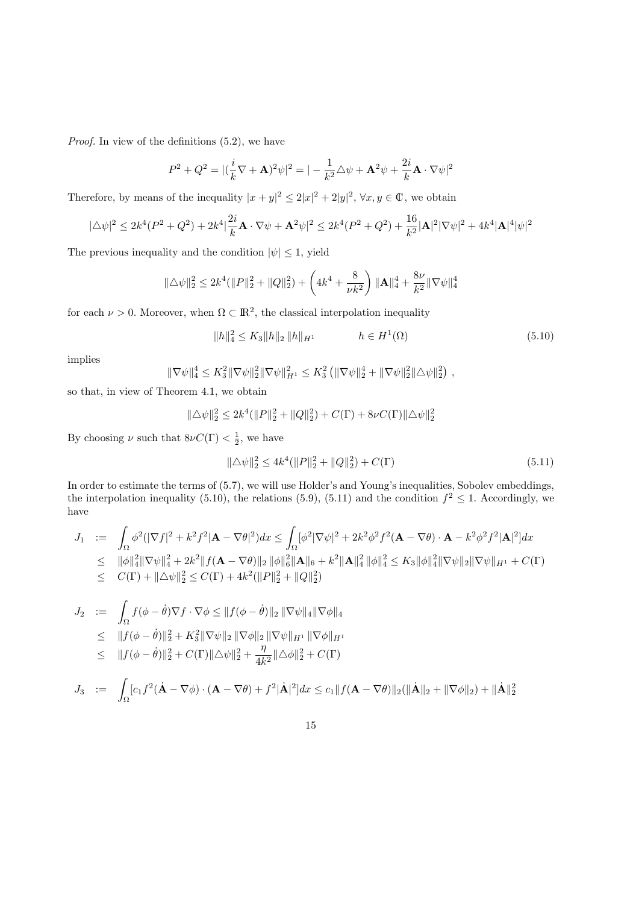*Proof.* In view of the definitions (5.2), we have

$$P^2 + Q^2 = |(\frac{i}{k}\nabla + \mathbf{A})^2\psi|^2 = |-\frac{1}{k^2}\triangle\psi + \mathbf{A}^2\psi + \frac{2i}{k}\mathbf{A}\cdot\nabla\psi|^2$$

Therefore, by means of the inequality $|x+y|^2 \leq 2|x|^2 + 2|y|^2$, $\forall x, y \in \mathbb{C}$, we obtain

$$|\triangle\psi|^2 \leq 2k^4(P^2+Q^2) + 2k^4|\frac{2i}{k}\mathbf{A}\cdot\nabla\psi + \mathbf{A}^2\psi|^2 \leq 2k^4(P^2+Q^2) + \frac{16}{k^2}|\mathbf{A}|^2|\nabla\psi|^2 + 4k^4|\mathbf{A}|^4|\psi|^2$$

The previous inequality and the condition $|\psi| \leq 1$, yield

$$\|\triangle\psi\|_2^2 \leq 2k^4(\|P\|_2^2 + \|Q\|_2^2) + \left(4k^4 + \frac{8}{\nu k^2}\right)\|\mathbf{A}\|_4^4 + \frac{8\nu}{k^2}\|\nabla\psi\|_4^4$$

for each $\nu > 0$. Moreover, when $\Omega \subset \mathbb{R}^2$, the classical interpolation inequality

$$\|h\|_4^2 \leq K_3\|h\|_2\,\|h\|_{H^1} \qquad\qquad h \in H^1(\Omega) \tag{5.10}$$

implies

$$\|\nabla\psi\|_4^4 \leq K_3^2\|\nabla\psi\|_2^2\|\nabla\psi\|_{H^1}^2 \leq K_3^2\left(\|\nabla\psi\|_2^4 + \|\nabla\psi\|_2^2\|\triangle\psi\|_2^2\right),$$

so that, in view of Theorem 4.1, we obtain

$$\|\triangle\psi\|_2^2 \leq 2k^4(\|P\|_2^2 + \|Q\|_2^2) + C(\Gamma) + 8\nu C(\Gamma)\|\triangle\psi\|_2^2$$

By choosing $\nu$ such that $8\nu C(\Gamma) < \frac{1}{2}$, we have

$$\|\triangle\psi\|_2^2 \leq 4k^4(\|P\|_2^2 + \|Q\|_2^2) + C(\Gamma) \tag{5.11}$$

In order to estimate the terms of (5.7), we will use Holder's and Young's inequalities, Sobolev embeddings, the interpolation inequality (5.10), the relations (5.9), (5.11) and the condition $f^2 \leq 1$. Accordingly, we have

$$\begin{aligned}
J_1 &:= \int_\Omega \phi^2(|\nabla f|^2 + k^2 f^2|\mathbf{A}-\nabla\theta|^2)dx \leq \int_\Omega [\phi^2|\nabla\psi|^2 + 2k^2\phi^2 f^2(\mathbf{A}-\nabla\theta)\cdot\mathbf{A} - k^2\phi^2 f^2|\mathbf{A}|^2]dx \\
&\leq \|\phi\|_4^2\|\nabla\psi\|_4^2 + 2k^2\|f(\mathbf{A}-\nabla\theta)\|_2\,\|\phi\|_6^2\|\mathbf{A}\|_6 + k^2\|\mathbf{A}\|_4^2\,\|\phi\|_4^2 \leq K_3\|\phi\|_4^2\|\nabla\psi\|_2\|\nabla\psi\|_{H^1} + C(\Gamma) \\
&\leq C(\Gamma) + \|\triangle\psi\|_2^2 \leq C(\Gamma) + 4k^2(\|P\|_2^2 + \|Q\|_2^2)
\end{aligned}$$

$$\begin{aligned}
J_2 &:= \int_\Omega f(\phi - \dot\theta)\nabla f\cdot\nabla\phi \leq \|f(\phi-\dot\theta)\|_2\,\|\nabla\psi\|_4\|\nabla\phi\|_4 \\
&\leq \|f(\phi-\dot\theta)\|_2^2 + K_3^2\|\nabla\psi\|_2\,\|\nabla\phi\|_2\,\|\nabla\psi\|_{H^1}\,\|\nabla\phi\|_{H^1} \\
&\leq \|f(\phi-\dot\theta)\|_2^2 + C(\Gamma)\|\triangle\psi\|_2^2 + \frac{\eta}{4k^2}\|\triangle\phi\|_2^2 + C(\Gamma)
\end{aligned}$$

$$J_3 := \int_\Omega [c_1 f^2(\dot{\mathbf{A}} - \nabla\phi)\cdot(\mathbf{A}-\nabla\theta) + f^2|\dot{\mathbf{A}}|^2]dx \leq c_1\|f(\mathbf{A}-\nabla\theta)\|_2(\|\dot{\mathbf{A}}\|_2 + \|\nabla\phi\|_2) + \|\dot{\mathbf{A}}\|_2^2$$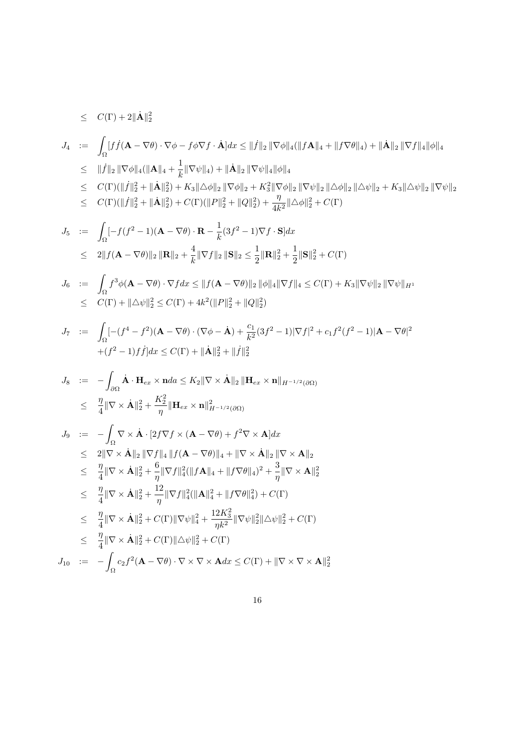$$\leq \quad C(\Gamma) + 2\|\dot{\mathbf{A}}\|_2^2$$

$$
\begin{aligned}
J_4 \;&:=\; \int_\Omega [f\dot{f}(\mathbf{A} - \nabla\theta)\cdot\nabla\phi - f\phi\nabla f\cdot\dot{\mathbf{A}}]dx \leq \|\dot{f}\|_2\,\|\nabla\phi\|_4(\|f\mathbf{A}\|_4 + \|f\nabla\theta\|_4) + \|\dot{\mathbf{A}}\|_2\,\|\nabla f\|_4\|\phi\|_4 \\
&\leq\; \|\dot{f}\|_2\,\|\nabla\phi\|_4(\|\mathbf{A}\|_4 + \frac{1}{k}\|\nabla\psi\|_4) + \|\dot{\mathbf{A}}\|_2\,\|\nabla\psi\|_4\|\phi\|_4 \\
&\leq\; C(\Gamma)(\|\dot{f}\|_2^2 + \|\dot{\mathbf{A}}\|_2^2) + K_3\|\triangle\phi\|_2\,\|\nabla\phi\|_2 + K_3^2\|\nabla\phi\|_2\,\|\nabla\psi\|_2\,\|\triangle\phi\|_2\,\|\triangle\psi\|_2 + K_3\|\triangle\psi\|_2\,\|\nabla\psi\|_2 \\
&\leq\; C(\Gamma)(\|\dot{f}\|_2^2 + \|\dot{\mathbf{A}}\|_2^2) + C(\Gamma)(\|P\|_2^2 + \|Q\|_2^2) + \frac{\eta}{4k^2}\|\triangle\phi\|_2^2 + C(\Gamma)
\end{aligned}
$$

$$
\begin{aligned}
J_5 \;&:=\; \int_\Omega [-f(f^2-1)(\mathbf{A} - \nabla\theta)\cdot\mathbf{R} - \frac{1}{k}(3f^2-1)\nabla f\cdot\mathbf{S}]dx \\
&\leq\; 2\|f(\mathbf{A} - \nabla\theta)\|_2\,\|\mathbf{R}\|_2 + \frac{4}{k}\|\nabla f\|_2\,\|\mathbf{S}\|_2 \leq \frac{1}{2}\|\mathbf{R}\|_2^2 + \frac{1}{2}\|\mathbf{S}\|_2^2 + C(\Gamma)
\end{aligned}
$$

$$
\begin{aligned}
J_6 \;&:=\; \int_\Omega f^3\phi(\mathbf{A} - \nabla\theta)\cdot\nabla f dx \leq \|f(\mathbf{A} - \nabla\theta)\|_2\,\|\phi\|_4\|\nabla f\|_4 \leq C(\Gamma) + K_3\|\nabla\psi\|_2\,\|\nabla\psi\|_{H^1} \\
&\leq\; C(\Gamma) + \|\triangle\psi\|_2^2 \leq C(\Gamma) + 4k^2(\|P\|_2^2 + \|Q\|_2^2)
\end{aligned}
$$

$$
\begin{aligned}
J_7 \;&:=\; \int_\Omega [-(f^4 - f^2)(\mathbf{A} - \nabla\theta)\cdot(\nabla\phi - \dot{\mathbf{A}}) + \frac{c_1}{k^2}(3f^2-1)|\nabla f|^2 + c_1 f^2(f^2-1)|\mathbf{A} - \nabla\theta|^2 \\
&\quad +(f^2-1)f\dot{f}]dx \leq C(\Gamma) + \|\dot{\mathbf{A}}\|_2^2 + \|\dot{f}\|_2^2
\end{aligned}
$$

$$
\begin{aligned}
J_8 \;&:=\; -\int_{\partial\Omega} \dot{\mathbf{A}}\cdot\mathbf{H}_{ex}\times\mathbf{n}da \leq K_2\|\nabla\times\dot{\mathbf{A}}\|_2\,\|\mathbf{H}_{ex}\times\mathbf{n}\|_{H^{-1/2}(\partial\Omega)} \\
&\leq\; \frac{\eta}{4}\|\nabla\times\dot{\mathbf{A}}\|_2^2 + \frac{K_2^2}{\eta}\|\mathbf{H}_{ex}\times\mathbf{n}\|_{H^{-1/2}(\partial\Omega)}^2
\end{aligned}
$$

$$
\begin{aligned}
J_9 \;&:=\; -\int_\Omega \nabla\times\dot{\mathbf{A}}\cdot[2f\nabla f\times(\mathbf{A} - \nabla\theta) + f^2\nabla\times\mathbf{A}]dx \\
&\leq\; 2\|\nabla\times\dot{\mathbf{A}}\|_2\,\|\nabla f\|_4\,\|f(\mathbf{A} - \nabla\theta)\|_4 + \|\nabla\times\dot{\mathbf{A}}\|_2\,\|\nabla\times\mathbf{A}\|_2 \\
&\leq\; \frac{\eta}{4}\|\nabla\times\dot{\mathbf{A}}\|_2^2 + \frac{6}{\eta}\|\nabla f\|_4^2(\|f\mathbf{A}\|_4 + \|f\nabla\theta\|_4)^2 + \frac{3}{\eta}\|\nabla\times\mathbf{A}\|_2^2 \\
&\leq\; \frac{\eta}{4}\|\nabla\times\dot{\mathbf{A}}\|_2^2 + \frac{12}{\eta}\|\nabla f\|_4^2(\|\mathbf{A}\|_4^2 + \|f\nabla\theta\|_4^2) + C(\Gamma) \\
&\leq\; \frac{\eta}{4}\|\nabla\times\dot{\mathbf{A}}\|_2^2 + C(\Gamma)\|\nabla\psi\|_4^2 + \frac{12K_3^2}{\eta k^2}\|\nabla\psi\|_2^2\|\triangle\psi\|_2^2 + C(\Gamma) \\
&\leq\; \frac{\eta}{4}\|\nabla\times\dot{\mathbf{A}}\|_2^2 + C(\Gamma)\|\triangle\psi\|_2^2 + C(\Gamma)
\end{aligned}
$$

$$
J_{10} \;:=\; -\int_\Omega c_2 f^2(\mathbf{A} - \nabla\theta)\cdot\nabla\times\nabla\times\mathbf{A}dx \leq C(\Gamma) + \|\nabla\times\nabla\times\mathbf{A}\|_2^2
$$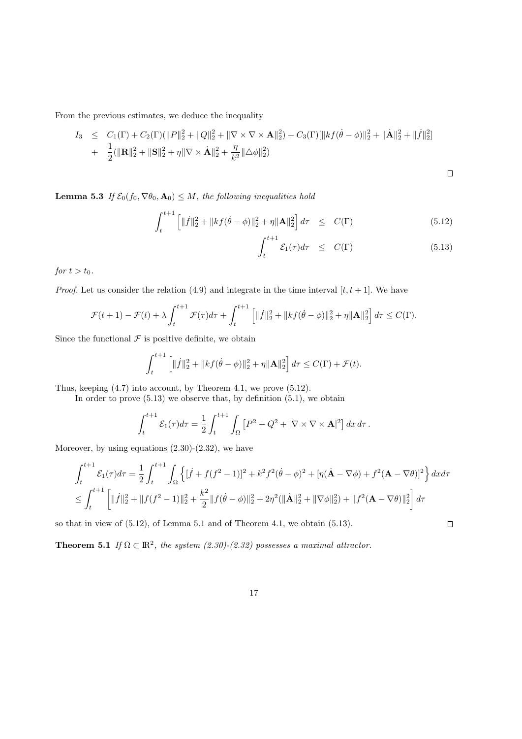From the previous estimates, we deduce the inequality

$$
\begin{aligned}
I_3 &\leq C_1(\Gamma) + C_2(\Gamma)(\|P\|_2^2 + \|Q\|_2^2 + \|\nabla\times\nabla\times\mathbf{A}\|_2^2) + C_3(\Gamma)[\|kf(\dot\theta-\phi)\|_2^2 + \|\dot{\mathbf{A}}\|_2^2 + \|\dot f\|_2^2] \\
&+ \frac{1}{2}(\|\mathbf{R}\|_2^2 + \|\mathbf{S}\|_2^2 + \eta\|\nabla\times\dot{\mathbf{A}}\|_2^2 + \frac{\eta}{k^2}\|\triangle\phi\|_2^2)
\end{aligned}
$$

□

**Lemma 5.3** *If $\mathcal{E}_0(f_0, \nabla\theta_0, \mathbf{A}_0) \leq M$, the following inequalities hold*

$$
\int_t^{t+1}\left[\|\dot f\|_2^2 + \|kf(\dot\theta-\phi)\|_2^2 + \eta\|\mathbf{A}\|_2^2\right]d\tau \leq C(\Gamma) \tag{5.12}
$$

$$
\int_t^{t+1}\mathcal{E}_1(\tau)d\tau \leq C(\Gamma) \tag{5.13}
$$

*for $t > t_0$.*

*Proof.* Let us consider the relation (4.9) and integrate in the time interval $[t, t+1]$. We have

$$
\mathcal{F}(t+1) - \mathcal{F}(t) + \lambda\int_t^{t+1}\mathcal{F}(\tau)d\tau + \int_t^{t+1}\left[\|\dot f\|_2^2 + \|kf(\dot\theta-\phi)\|_2^2 + \eta\|\mathbf{A}\|_2^2\right]d\tau \leq C(\Gamma).
$$

Since the functional $\mathcal{F}$ is positive definite, we obtain

$$
\int_t^{t+1}\left[\|\dot f\|_2^2 + \|kf(\dot\theta-\phi)\|_2^2 + \eta\|\mathbf{A}\|_2^2\right]d\tau \leq C(\Gamma) + \mathcal{F}(t).
$$

Thus, keeping (4.7) into account, by Theorem 4.1, we prove (5.12).

In order to prove (5.13) we observe that, by definition (5.1), we obtain

$$
\int_t^{t+1}\mathcal{E}_1(\tau)d\tau = \frac{1}{2}\int_t^{t+1}\int_\Omega\left[P^2 + Q^2 + |\nabla\times\nabla\times\mathbf{A}|^2\right]dx\,d\tau\,.
$$

Moreover, by using equations (2.30)-(2.32), we have

$$
\begin{aligned}
&\int_t^{t+1}\mathcal{E}_1(\tau)d\tau = \frac{1}{2}\int_t^{t+1}\int_\Omega\left\{[\dot f + f(f^2-1)]^2 + k^2f^2(\dot\theta-\phi)^2 + [\eta(\dot{\mathbf{A}}-\nabla\phi) + f^2(\mathbf{A}-\nabla\theta)]^2\right\}dxd\tau \\
&\leq \int_t^{t+1}\left[\|\dot f\|_2^2 + \|f(f^2-1)\|_2^2 + \frac{k^2}{2}\|f(\dot\theta-\phi)\|_2^2 + 2\eta^2(\|\dot{\mathbf{A}}\|_2^2 + \|\nabla\phi\|_2^2) + \|f^2(\mathbf{A}-\nabla\theta)\|_2^2\right]d\tau
\end{aligned}
$$

so that in view of (5.12), of Lemma 5.1 and of Theorem 4.1, we obtain (5.13). □

**Theorem 5.1** *If $\Omega\subset\mathbb{R}^2$, the system (2.30)-(2.32) possesses a maximal attractor.*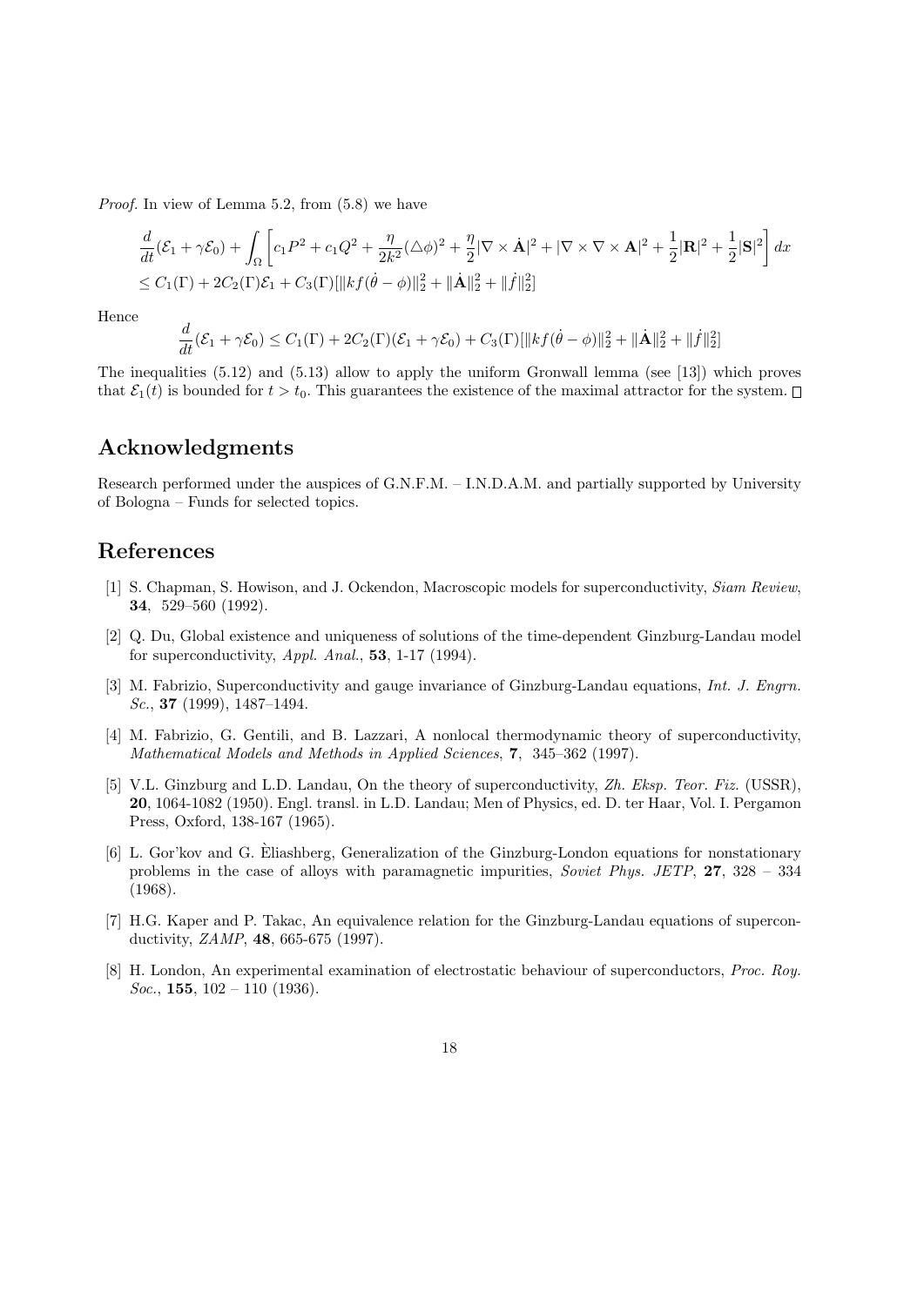*Proof.* In view of Lemma 5.2, from (5.8) we have

$$\frac{d}{dt}(\mathcal{E}_1+\gamma\mathcal{E}_0)+\int_\Omega\left[c_1P^2+c_1Q^2+\frac{\eta}{2k^2}(\triangle\phi)^2+\frac{\eta}{2}|\nabla\times\dot{\mathbf{A}}|^2+|\nabla\times\nabla\times\mathbf{A}|^2+\frac{1}{2}|\mathbf{R}|^2+\frac{1}{2}|\mathbf{S}|^2\right]dx$$
$$\leq C_1(\Gamma)+2C_2(\Gamma)\mathcal{E}_1+C_3(\Gamma)[\|kf(\dot\theta-\phi)\|_2^2+\|\dot{\mathbf{A}}\|_2^2+\|\dot f\|_2^2]$$

Hence

$$\frac{d}{dt}(\mathcal{E}_1+\gamma\mathcal{E}_0)\leq C_1(\Gamma)+2C_2(\Gamma)(\mathcal{E}_1+\gamma\mathcal{E}_0)+C_3(\Gamma)[\|kf(\dot\theta-\phi)\|_2^2+\|\dot{\mathbf{A}}\|_2^2+\|\dot f\|_2^2]$$

The inequalities (5.12) and (5.13) allow to apply the uniform Gronwall lemma (see [13]) which proves that $\mathcal{E}_1(t)$ is bounded for $t>t_0$. This guarantees the existence of the maximal attractor for the system. □

## Acknowledgments

Research performed under the auspices of G.N.F.M. – I.N.D.A.M. and partially supported by University of Bologna – Funds for selected topics.

## References

[1] S. Chapman, S. Howison, and J. Ockendon, Macroscopic models for superconductivity, *Siam Review*, **34**, 529–560 (1992).

[2] Q. Du, Global existence and uniqueness of solutions of the time-dependent Ginzburg-Landau model for superconductivity, *Appl. Anal.*, **53**, 1-17 (1994).

[3] M. Fabrizio, Superconductivity and gauge invariance of Ginzburg-Landau equations, *Int. J. Engrn. Sc.*, **37** (1999), 1487–1494.

[4] M. Fabrizio, G. Gentili, and B. Lazzari, A nonlocal thermodynamic theory of superconductivity, *Mathematical Models and Methods in Applied Sciences*, **7**, 345–362 (1997).

[5] V.L. Ginzburg and L.D. Landau, On the theory of superconductivity, *Zh. Eksp. Teor. Fiz.* (USSR), **20**, 1064-1082 (1950). Engl. transl. in L.D. Landau; Men of Physics, ed. D. ter Haar, Vol. I. Pergamon Press, Oxford, 138-167 (1965).

[6] L. Gor'kov and G. Èliashberg, Generalization of the Ginzburg-London equations for nonstationary problems in the case of alloys with paramagnetic impurities, *Soviet Phys. JETP*, **27**, 328 – 334 (1968).

[7] H.G. Kaper and P. Takac, An equivalence relation for the Ginzburg-Landau equations of superconductivity, *ZAMP*, **48**, 665-675 (1997).

[8] H. London, An experimental examination of electrostatic behaviour of superconductors, *Proc. Roy. Soc.*, **155**, 102 – 110 (1936).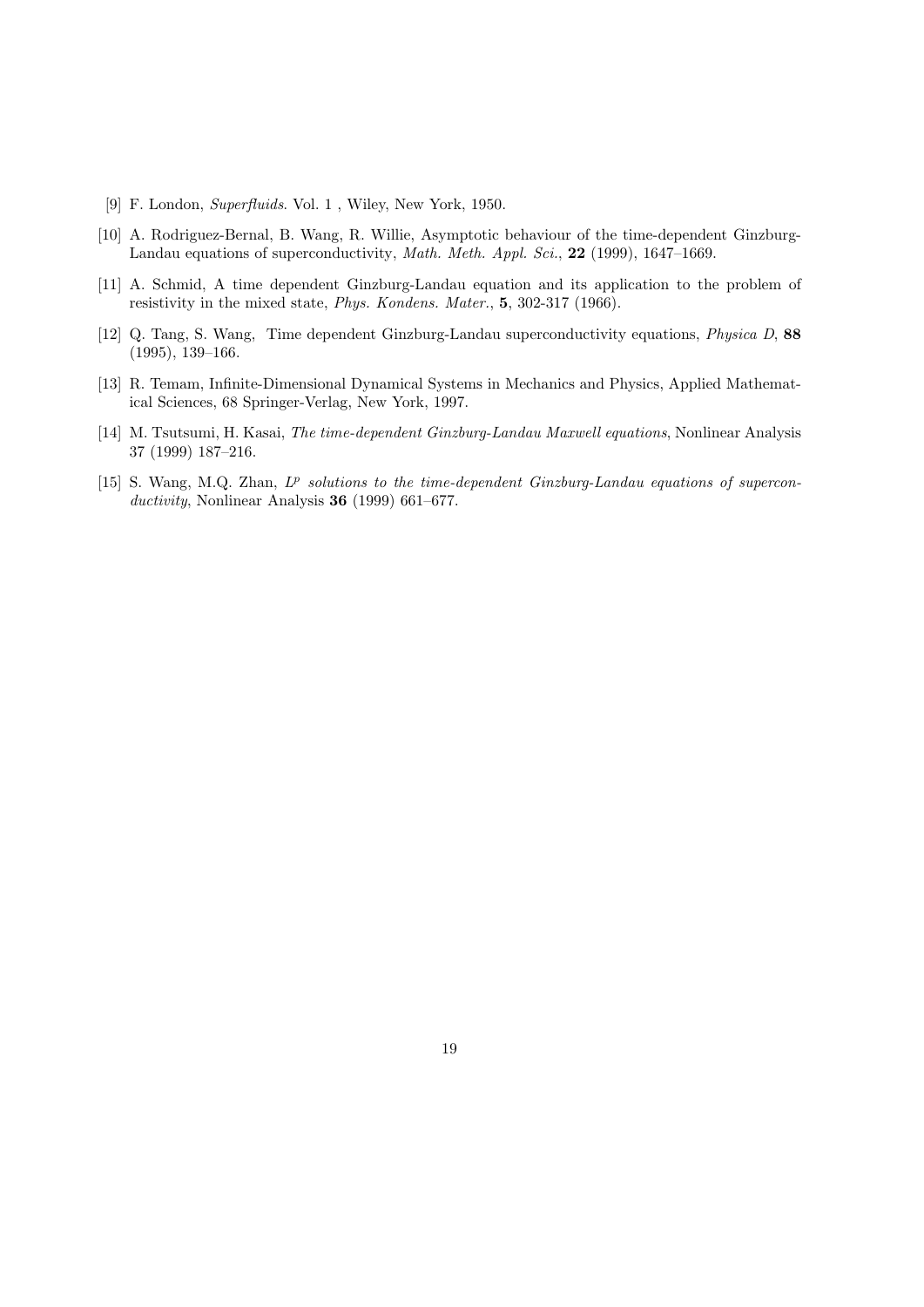[9] F. London, *Superfluids*. Vol. 1 , Wiley, New York, 1950.

[10] A. Rodriguez-Bernal, B. Wang, R. Willie, Asymptotic behaviour of the time-dependent Ginzburg-Landau equations of superconductivity, *Math. Meth. Appl. Sci.*, **22** (1999), 1647–1669.

[11] A. Schmid, A time dependent Ginzburg-Landau equation and its application to the problem of resistivity in the mixed state, *Phys. Kondens. Mater.*, **5**, 302-317 (1966).

[12] Q. Tang, S. Wang, Time dependent Ginzburg-Landau superconductivity equations, *Physica D*, **88** (1995), 139–166.

[13] R. Temam, Infinite-Dimensional Dynamical Systems in Mechanics and Physics, Applied Mathematical Sciences, 68 Springer-Verlag, New York, 1997.

[14] M. Tsutsumi, H. Kasai, *The time-dependent Ginzburg-Landau Maxwell equations*, Nonlinear Analysis 37 (1999) 187–216.

[15] S. Wang, M.Q. Zhan, *$L^p$ solutions to the time-dependent Ginzburg-Landau equations of superconductivity*, Nonlinear Analysis **36** (1999) 661–677.